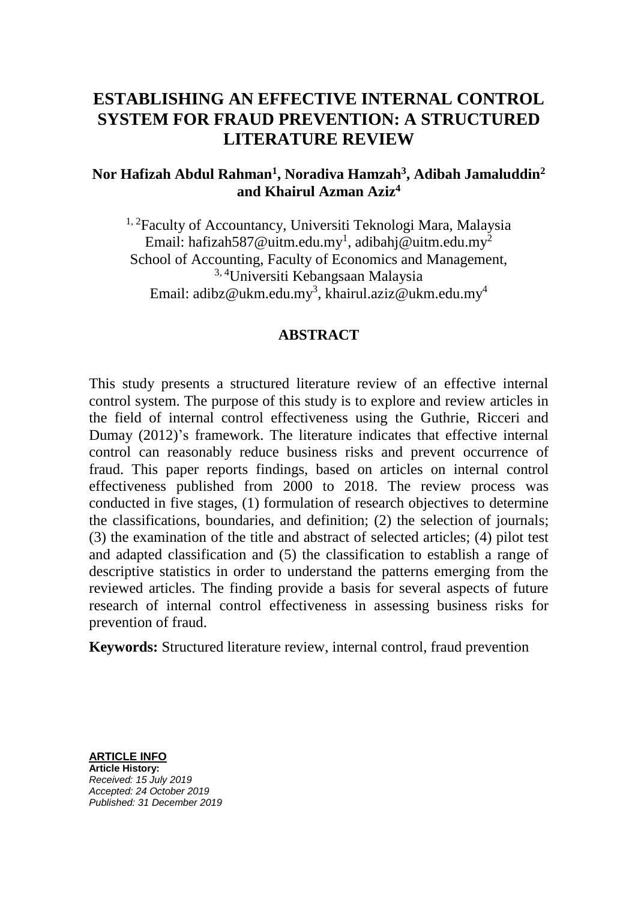# ESTABLISHING AN EFFECTIVE INTERNAL CONTROL SYSTEM FOR FRAUD PREVENTION: A STRUCTURED LITERATURE REVIEW

**Nor Hafizah Abdul Rahman[1], Noradiva Hamzah[3], Adibah Jamaluddin[2] and Khairul Azman Aziz[4]**

[1, 2]Faculty of Accountancy, Universiti Teknologi Mara, Malaysia
Email: hafizah587@uitm.edu.my[1], adibahj@uitm.edu.my[2]
School of Accounting, Faculty of Economics and Management,
[3, 4]Universiti Kebangsaan Malaysia
Email: adibz@ukm.edu.my[3], khairul.aziz@ukm.edu.my[4]

## ABSTRACT

This study presents a structured literature review of an effective internal control system. The purpose of this study is to explore and review articles in the field of internal control effectiveness using the Guthrie, Ricceri and Dumay (2012)'s framework. The literature indicates that effective internal control can reasonably reduce business risks and prevent occurrence of fraud. This paper reports findings, based on articles on internal control effectiveness published from 2000 to 2018. The review process was conducted in five stages, (1) formulation of research objectives to determine the classifications, boundaries, and definition; (2) the selection of journals; (3) the examination of the title and abstract of selected articles; (4) pilot test and adapted classification and (5) the classification to establish a range of descriptive statistics in order to understand the patterns emerging from the reviewed articles. The finding provide a basis for several aspects of future research of internal control effectiveness in assessing business risks for prevention of fraud.

**Keywords:** Structured literature review, internal control, fraud prevention

**ARTICLE INFO**
**Article History:**
*Received: 15 July 2019*
*Accepted: 24 October 2019*
*Published: 31 December 2019*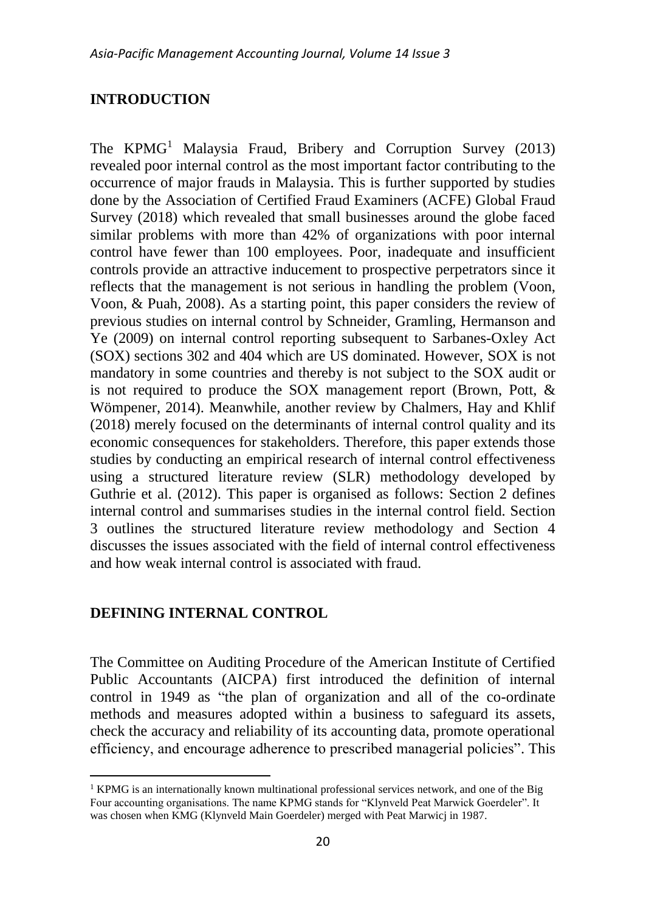## INTRODUCTION

The KPMG[1] Malaysia Fraud, Bribery and Corruption Survey (2013) revealed poor internal control as the most important factor contributing to the occurrence of major frauds in Malaysia. This is further supported by studies done by the Association of Certified Fraud Examiners (ACFE) Global Fraud Survey (2018) which revealed that small businesses around the globe faced similar problems with more than 42% of organizations with poor internal control have fewer than 100 employees. Poor, inadequate and insufficient controls provide an attractive inducement to prospective perpetrators since it reflects that the management is not serious in handling the problem (Voon, Voon, & Puah, 2008). As a starting point, this paper considers the review of previous studies on internal control by Schneider, Gramling, Hermanson and Ye (2009) on internal control reporting subsequent to Sarbanes-Oxley Act (SOX) sections 302 and 404 which are US dominated. However, SOX is not mandatory in some countries and thereby is not subject to the SOX audit or is not required to produce the SOX management report (Brown, Pott, & Wömpener, 2014). Meanwhile, another review by Chalmers, Hay and Khlif (2018) merely focused on the determinants of internal control quality and its economic consequences for stakeholders. Therefore, this paper extends those studies by conducting an empirical research of internal control effectiveness using a structured literature review (SLR) methodology developed by Guthrie et al. (2012). This paper is organised as follows: Section 2 defines internal control and summarises studies in the internal control field. Section 3 outlines the structured literature review methodology and Section 4 discusses the issues associated with the field of internal control effectiveness and how weak internal control is associated with fraud.

## DEFINING INTERNAL CONTROL

The Committee on Auditing Procedure of the American Institute of Certified Public Accountants (AICPA) first introduced the definition of internal control in 1949 as "the plan of organization and all of the co-ordinate methods and measures adopted within a business to safeguard its assets, check the accuracy and reliability of its accounting data, promote operational efficiency, and encourage adherence to prescribed managerial policies". This

[1] KPMG is an internationally known multinational professional services network, and one of the Big Four accounting organisations. The name KPMG stands for "Klynveld Peat Marwick Goerdeler". It was chosen when KMG (Klynveld Main Goerdeler) merged with Peat Marwicj in 1987.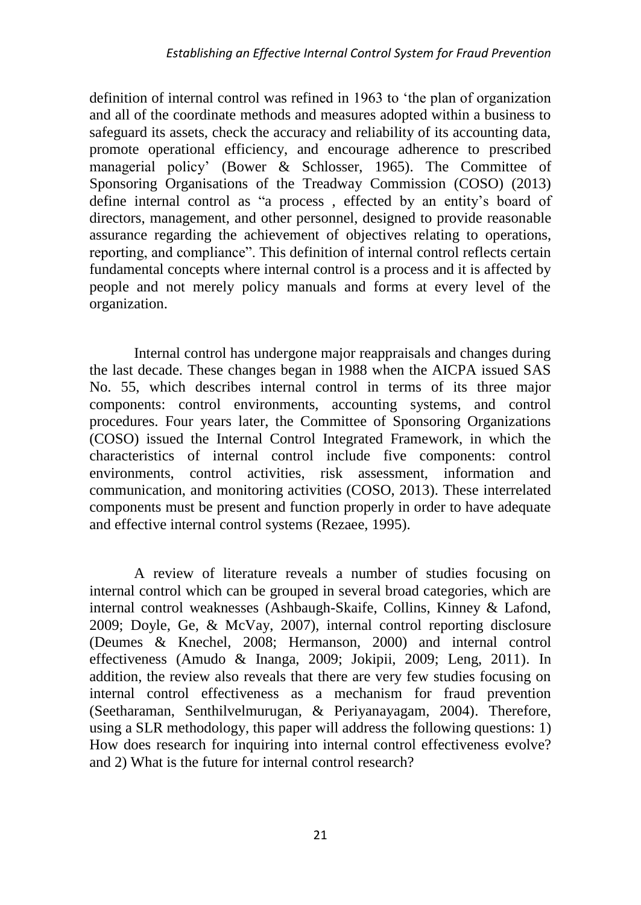definition of internal control was refined in 1963 to 'the plan of organization and all of the coordinate methods and measures adopted within a business to safeguard its assets, check the accuracy and reliability of its accounting data, promote operational efficiency, and encourage adherence to prescribed managerial policy' (Bower & Schlosser, 1965). The Committee of Sponsoring Organisations of the Treadway Commission (COSO) (2013) define internal control as "a process , effected by an entity's board of directors, management, and other personnel, designed to provide reasonable assurance regarding the achievement of objectives relating to operations, reporting, and compliance". This definition of internal control reflects certain fundamental concepts where internal control is a process and it is affected by people and not merely policy manuals and forms at every level of the organization.

Internal control has undergone major reappraisals and changes during the last decade. These changes began in 1988 when the AICPA issued SAS No. 55, which describes internal control in terms of its three major components: control environments, accounting systems, and control procedures. Four years later, the Committee of Sponsoring Organizations (COSO) issued the Internal Control Integrated Framework, in which the characteristics of internal control include five components: control environments, control activities, risk assessment, information and communication, and monitoring activities (COSO, 2013). These interrelated components must be present and function properly in order to have adequate and effective internal control systems (Rezaee, 1995).

A review of literature reveals a number of studies focusing on internal control which can be grouped in several broad categories, which are internal control weaknesses (Ashbaugh-Skaife, Collins, Kinney & Lafond, 2009; Doyle, Ge, & McVay, 2007), internal control reporting disclosure (Deumes & Knechel, 2008; Hermanson, 2000) and internal control effectiveness (Amudo & Inanga, 2009; Jokipii, 2009; Leng, 2011). In addition, the review also reveals that there are very few studies focusing on internal control effectiveness as a mechanism for fraud prevention (Seetharaman, Senthilvelmurugan, & Periyanayagam, 2004). Therefore, using a SLR methodology, this paper will address the following questions: 1) How does research for inquiring into internal control effectiveness evolve? and 2) What is the future for internal control research?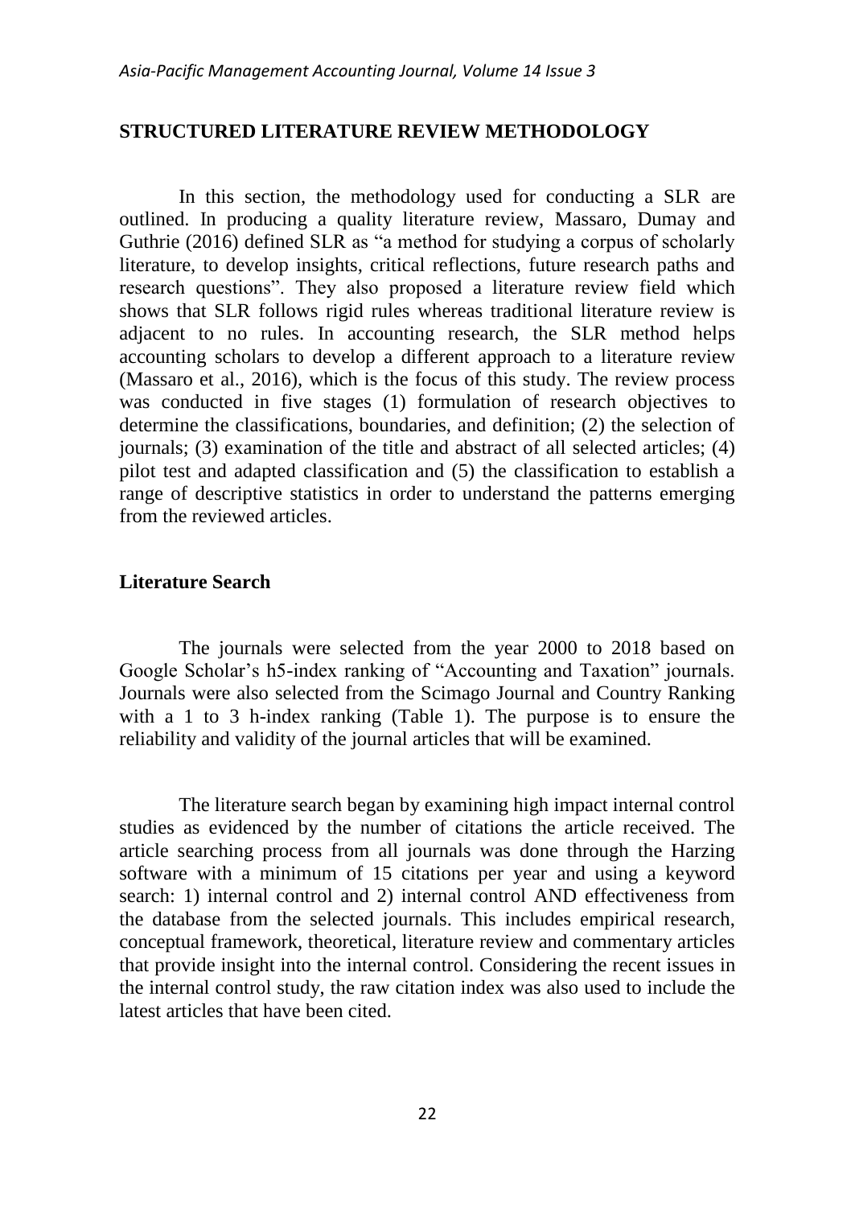## STRUCTURED LITERATURE REVIEW METHODOLOGY

In this section, the methodology used for conducting a SLR are outlined. In producing a quality literature review, Massaro, Dumay and Guthrie (2016) defined SLR as "a method for studying a corpus of scholarly literature, to develop insights, critical reflections, future research paths and research questions". They also proposed a literature review field which shows that SLR follows rigid rules whereas traditional literature review is adjacent to no rules. In accounting research, the SLR method helps accounting scholars to develop a different approach to a literature review (Massaro et al., 2016), which is the focus of this study. The review process was conducted in five stages (1) formulation of research objectives to determine the classifications, boundaries, and definition; (2) the selection of journals; (3) examination of the title and abstract of all selected articles; (4) pilot test and adapted classification and (5) the classification to establish a range of descriptive statistics in order to understand the patterns emerging from the reviewed articles.

### Literature Search

The journals were selected from the year 2000 to 2018 based on Google Scholar's h5-index ranking of "Accounting and Taxation" journals. Journals were also selected from the Scimago Journal and Country Ranking with a 1 to 3 h-index ranking (Table 1). The purpose is to ensure the reliability and validity of the journal articles that will be examined.

The literature search began by examining high impact internal control studies as evidenced by the number of citations the article received. The article searching process from all journals was done through the Harzing software with a minimum of 15 citations per year and using a keyword search: 1) internal control and 2) internal control AND effectiveness from the database from the selected journals. This includes empirical research, conceptual framework, theoretical, literature review and commentary articles that provide insight into the internal control. Considering the recent issues in the internal control study, the raw citation index was also used to include the latest articles that have been cited.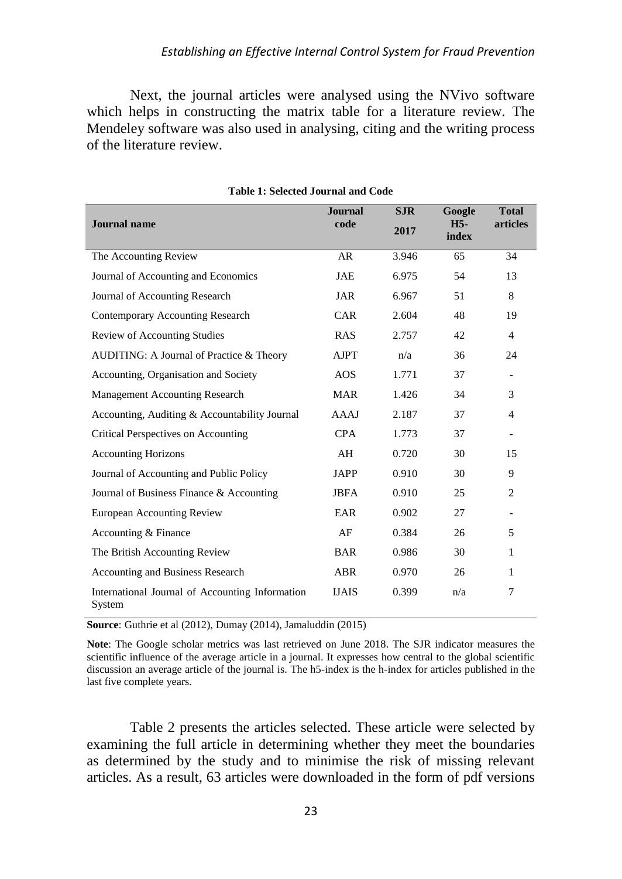Next, the journal articles were analysed using the NVivo software which helps in constructing the matrix table for a literature review. The Mendeley software was also used in analysing, citing and the writing process of the literature review.

**Table 1: Selected Journal and Code**

| Journal name | Journal code | SJR 2017 | Google H5-index | Total articles |
|---|---|---|---|---|
| The Accounting Review | AR | 3.946 | 65 | 34 |
| Journal of Accounting and Economics | JAE | 6.975 | 54 | 13 |
| Journal of Accounting Research | JAR | 6.967 | 51 | 8 |
| Contemporary Accounting Research | CAR | 2.604 | 48 | 19 |
| Review of Accounting Studies | RAS | 2.757 | 42 | 4 |
| AUDITING: A Journal of Practice & Theory | AJPT | n/a | 36 | 24 |
| Accounting, Organisation and Society | AOS | 1.771 | 37 | - |
| Management Accounting Research | MAR | 1.426 | 34 | 3 |
| Accounting, Auditing & Accountability Journal | AAAJ | 2.187 | 37 | 4 |
| Critical Perspectives on Accounting | CPA | 1.773 | 37 | - |
| Accounting Horizons | AH | 0.720 | 30 | 15 |
| Journal of Accounting and Public Policy | JAPP | 0.910 | 30 | 9 |
| Journal of Business Finance & Accounting | JBFA | 0.910 | 25 | 2 |
| European Accounting Review | EAR | 0.902 | 27 | - |
| Accounting & Finance | AF | 0.384 | 26 | 5 |
| The British Accounting Review | BAR | 0.986 | 30 | 1 |
| Accounting and Business Research | ABR | 0.970 | 26 | 1 |
| International Journal of Accounting Information System | IJAIS | 0.399 | n/a | 7 |

**Source**: Guthrie et al (2012), Dumay (2014), Jamaluddin (2015)

**Note**: The Google scholar metrics was last retrieved on June 2018. The SJR indicator measures the scientific influence of the average article in a journal. It expresses how central to the global scientific discussion an average article of the journal is. The h5-index is the h-index for articles published in the last five complete years.

Table 2 presents the articles selected. These article were selected by examining the full article in determining whether they meet the boundaries as determined by the study and to minimise the risk of missing relevant articles. As a result, 63 articles were downloaded in the form of pdf versions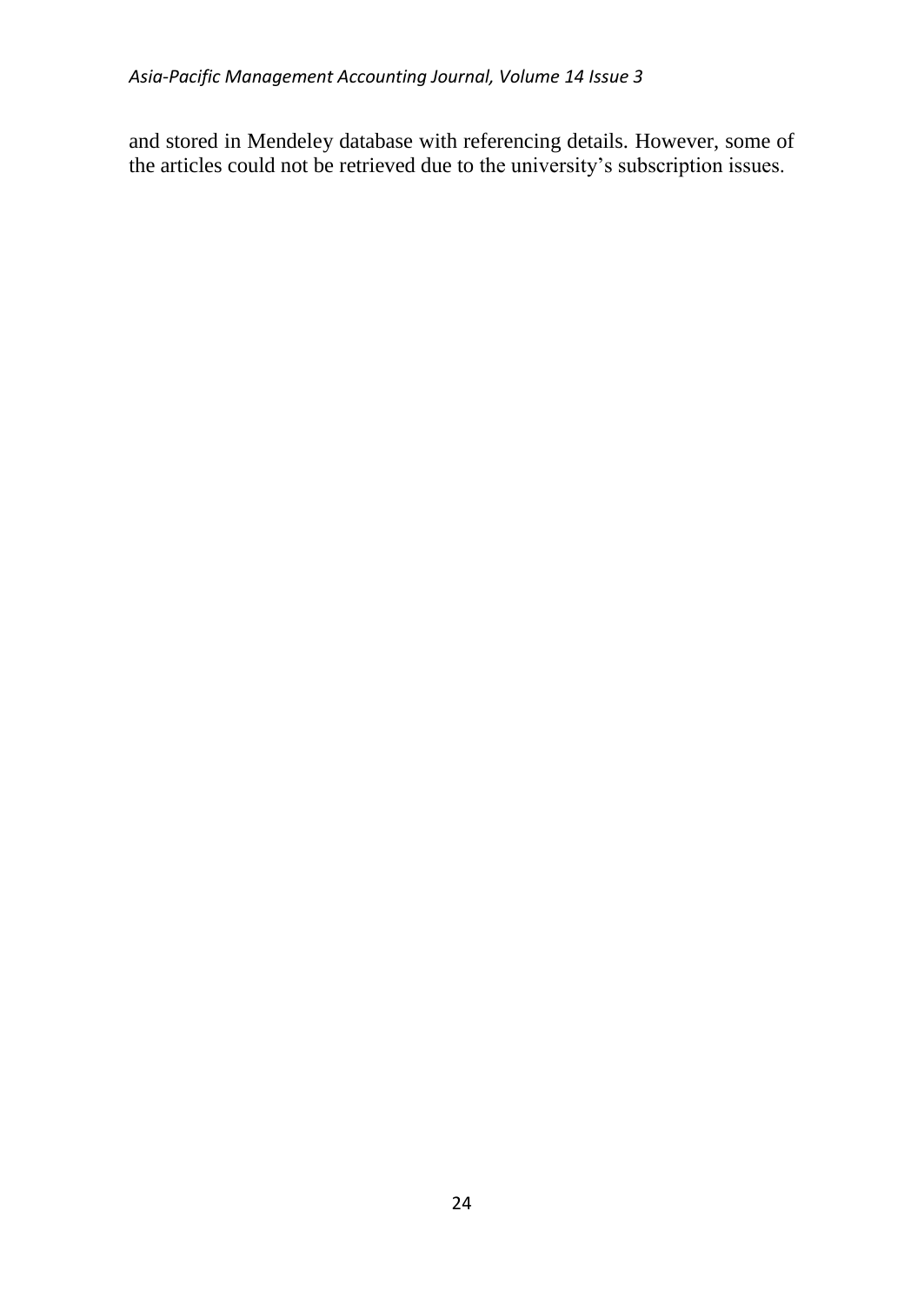and stored in Mendeley database with referencing details. However, some of the articles could not be retrieved due to the university's subscription issues.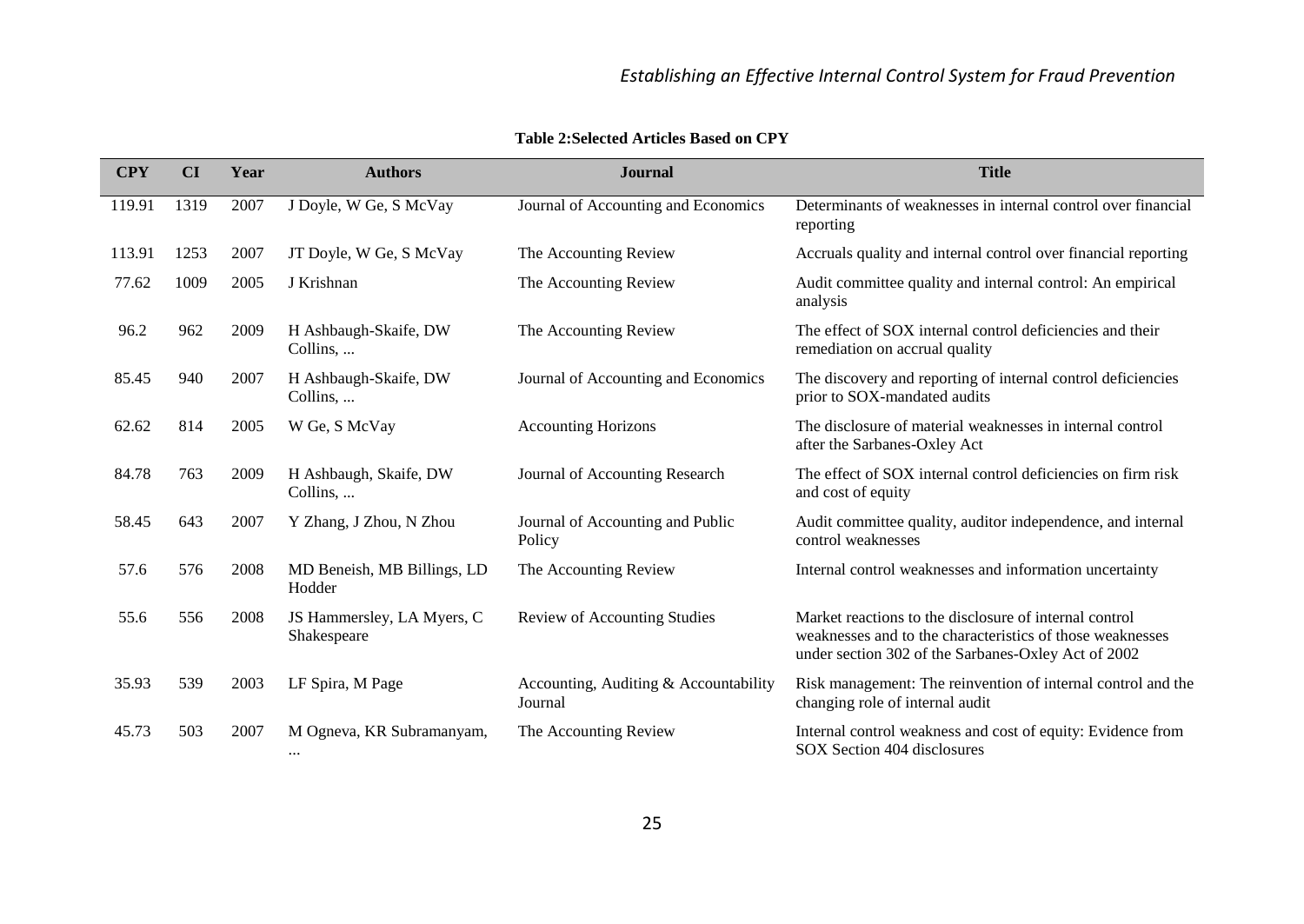**Table 2:Selected Articles Based on CPY**

| CPY | CI | Year | Authors | Journal | Title |
|---|---|---|---|---|---|
| 119.91 | 1319 | 2007 | J Doyle, W Ge, S McVay | Journal of Accounting and Economics | Determinants of weaknesses in internal control over financial reporting |
| 113.91 | 1253 | 2007 | JT Doyle, W Ge, S McVay | The Accounting Review | Accruals quality and internal control over financial reporting |
| 77.62 | 1009 | 2005 | J Krishnan | The Accounting Review | Audit committee quality and internal control: An empirical analysis |
| 96.2 | 962 | 2009 | H Ashbaugh-Skaife, DW Collins, ... | The Accounting Review | The effect of SOX internal control deficiencies and their remediation on accrual quality |
| 85.45 | 940 | 2007 | H Ashbaugh-Skaife, DW Collins, ... | Journal of Accounting and Economics | The discovery and reporting of internal control deficiencies prior to SOX-mandated audits |
| 62.62 | 814 | 2005 | W Ge, S McVay | Accounting Horizons | The disclosure of material weaknesses in internal control after the Sarbanes-Oxley Act |
| 84.78 | 763 | 2009 | H Ashbaugh, Skaife, DW Collins, ... | Journal of Accounting Research | The effect of SOX internal control deficiencies on firm risk and cost of equity |
| 58.45 | 643 | 2007 | Y Zhang, J Zhou, N Zhou | Journal of Accounting and Public Policy | Audit committee quality, auditor independence, and internal control weaknesses |
| 57.6 | 576 | 2008 | MD Beneish, MB Billings, LD Hodder | The Accounting Review | Internal control weaknesses and information uncertainty |
| 55.6 | 556 | 2008 | JS Hammersley, LA Myers, C Shakespeare | Review of Accounting Studies | Market reactions to the disclosure of internal control weaknesses and to the characteristics of those weaknesses under section 302 of the Sarbanes-Oxley Act of 2002 |
| 35.93 | 539 | 2003 | LF Spira, M Page | Accounting, Auditing & Accountability Journal | Risk management: The reinvention of internal control and the changing role of internal audit |
| 45.73 | 503 | 2007 | M Ogneva, KR Subramanyam, ... | The Accounting Review | Internal control weakness and cost of equity: Evidence from SOX Section 404 disclosures |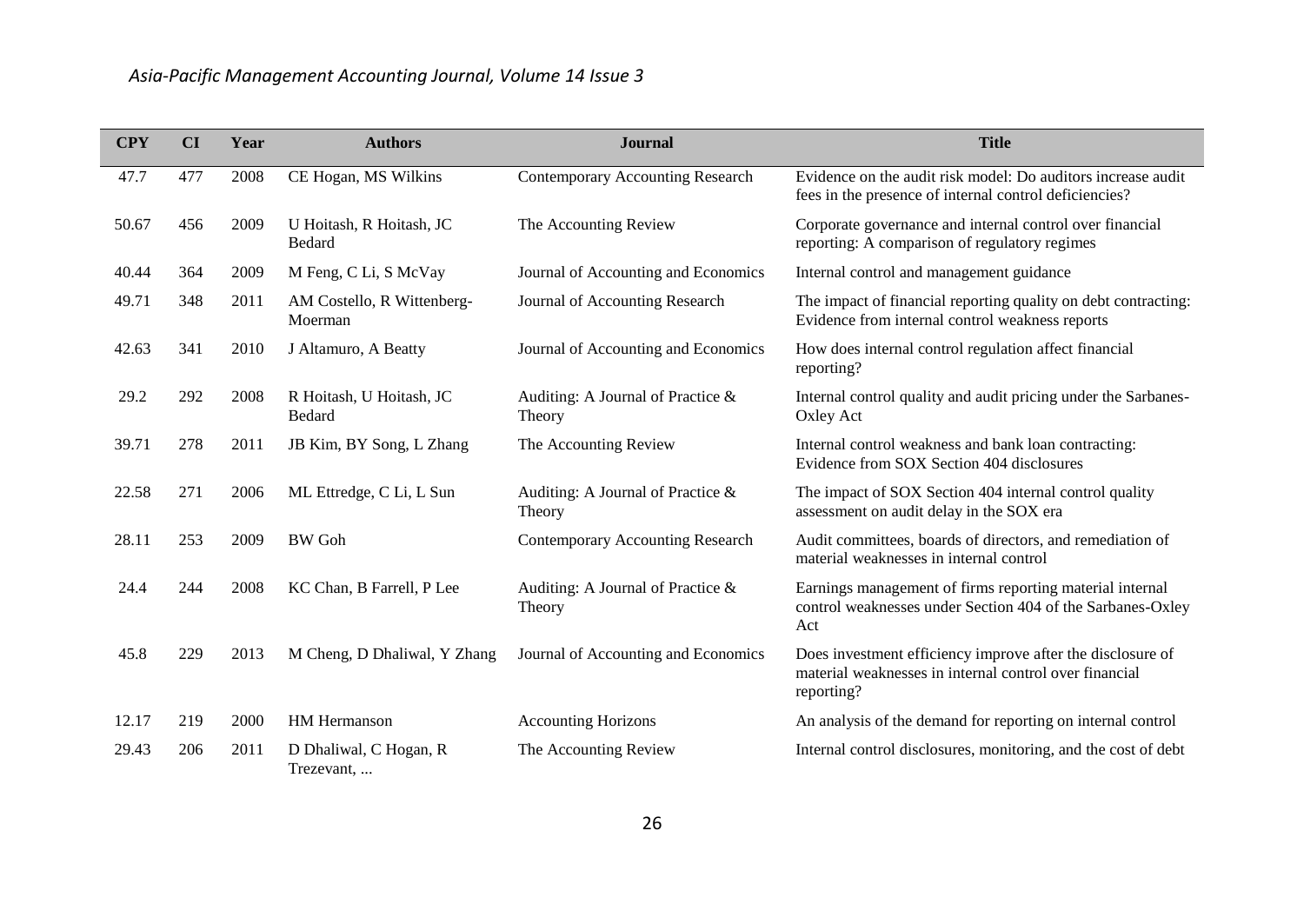| CPY | CI | Year | Authors | Journal | Title |
|---|---|---|---|---|---|
| 47.7 | 477 | 2008 | CE Hogan, MS Wilkins | Contemporary Accounting Research | Evidence on the audit risk model: Do auditors increase audit fees in the presence of internal control deficiencies? |
| 50.67 | 456 | 2009 | U Hoitash, R Hoitash, JC Bedard | The Accounting Review | Corporate governance and internal control over financial reporting: A comparison of regulatory regimes |
| 40.44 | 364 | 2009 | M Feng, C Li, S McVay | Journal of Accounting and Economics | Internal control and management guidance |
| 49.71 | 348 | 2011 | AM Costello, R Wittenberg-Moerman | Journal of Accounting Research | The impact of financial reporting quality on debt contracting: Evidence from internal control weakness reports |
| 42.63 | 341 | 2010 | J Altamuro, A Beatty | Journal of Accounting and Economics | How does internal control regulation affect financial reporting? |
| 29.2 | 292 | 2008 | R Hoitash, U Hoitash, JC Bedard | Auditing: A Journal of Practice & Theory | Internal control quality and audit pricing under the Sarbanes-Oxley Act |
| 39.71 | 278 | 2011 | JB Kim, BY Song, L Zhang | The Accounting Review | Internal control weakness and bank loan contracting: Evidence from SOX Section 404 disclosures |
| 22.58 | 271 | 2006 | ML Ettredge, C Li, L Sun | Auditing: A Journal of Practice & Theory | The impact of SOX Section 404 internal control quality assessment on audit delay in the SOX era |
| 28.11 | 253 | 2009 | BW Goh | Contemporary Accounting Research | Audit committees, boards of directors, and remediation of material weaknesses in internal control |
| 24.4 | 244 | 2008 | KC Chan, B Farrell, P Lee | Auditing: A Journal of Practice & Theory | Earnings management of firms reporting material internal control weaknesses under Section 404 of the Sarbanes-Oxley Act |
| 45.8 | 229 | 2013 | M Cheng, D Dhaliwal, Y Zhang | Journal of Accounting and Economics | Does investment efficiency improve after the disclosure of material weaknesses in internal control over financial reporting? |
| 12.17 | 219 | 2000 | HM Hermanson | Accounting Horizons | An analysis of the demand for reporting on internal control |
| 29.43 | 206 | 2011 | D Dhaliwal, C Hogan, R Trezevant, ... | The Accounting Review | Internal control disclosures, monitoring, and the cost of debt |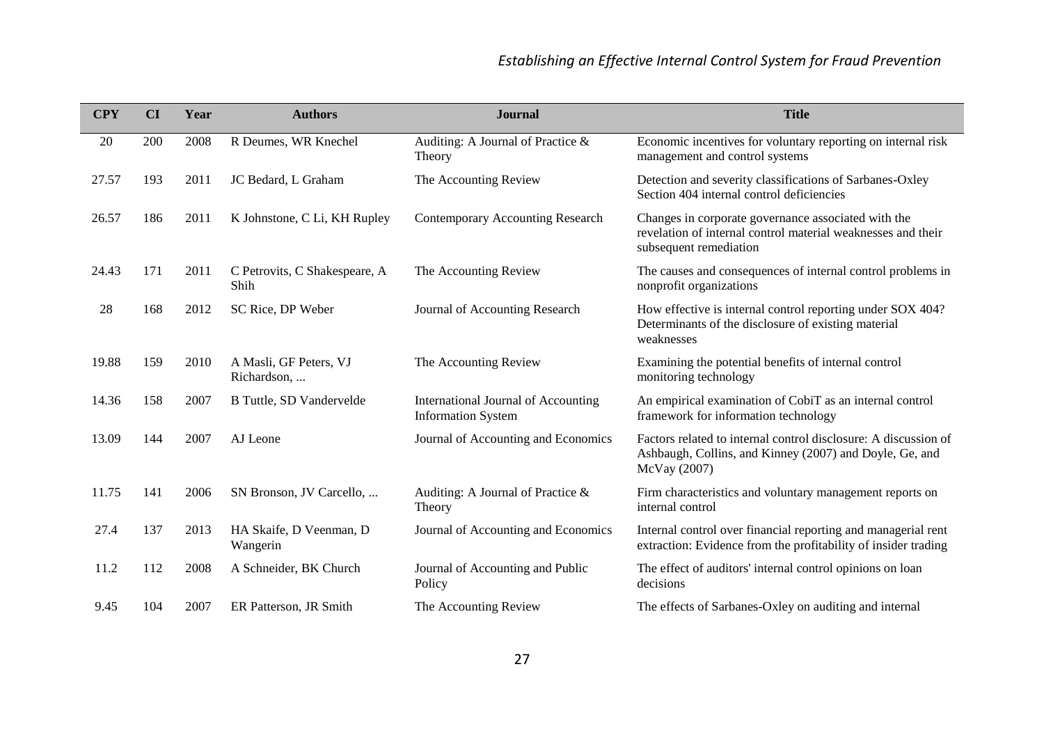| CPY | CI | Year | Authors | Journal | Title |
|---|---|---|---|---|---|
| 20 | 200 | 2008 | R Deumes, WR Knechel | Auditing: A Journal of Practice & Theory | Economic incentives for voluntary reporting on internal risk management and control systems |
| 27.57 | 193 | 2011 | JC Bedard, L Graham | The Accounting Review | Detection and severity classifications of Sarbanes-Oxley Section 404 internal control deficiencies |
| 26.57 | 186 | 2011 | K Johnstone, C Li, KH Rupley | Contemporary Accounting Research | Changes in corporate governance associated with the revelation of internal control material weaknesses and their subsequent remediation |
| 24.43 | 171 | 2011 | C Petrovits, C Shakespeare, A Shih | The Accounting Review | The causes and consequences of internal control problems in nonprofit organizations |
| 28 | 168 | 2012 | SC Rice, DP Weber | Journal of Accounting Research | How effective is internal control reporting under SOX 404? Determinants of the disclosure of existing material weaknesses |
| 19.88 | 159 | 2010 | A Masli, GF Peters, VJ Richardson, ... | The Accounting Review | Examining the potential benefits of internal control monitoring technology |
| 14.36 | 158 | 2007 | B Tuttle, SD Vandervelde | International Journal of Accounting Information System | An empirical examination of CobiT as an internal control framework for information technology |
| 13.09 | 144 | 2007 | AJ Leone | Journal of Accounting and Economics | Factors related to internal control disclosure: A discussion of Ashbaugh, Collins, and Kinney (2007) and Doyle, Ge, and McVay (2007) |
| 11.75 | 141 | 2006 | SN Bronson, JV Carcello, ... | Auditing: A Journal of Practice & Theory | Firm characteristics and voluntary management reports on internal control |
| 27.4 | 137 | 2013 | HA Skaife, D Veenman, D Wangerin | Journal of Accounting and Economics | Internal control over financial reporting and managerial rent extraction: Evidence from the profitability of insider trading |
| 11.2 | 112 | 2008 | A Schneider, BK Church | Journal of Accounting and Public Policy | The effect of auditors' internal control opinions on loan decisions |
| 9.45 | 104 | 2007 | ER Patterson, JR Smith | The Accounting Review | The effects of Sarbanes-Oxley on auditing and internal |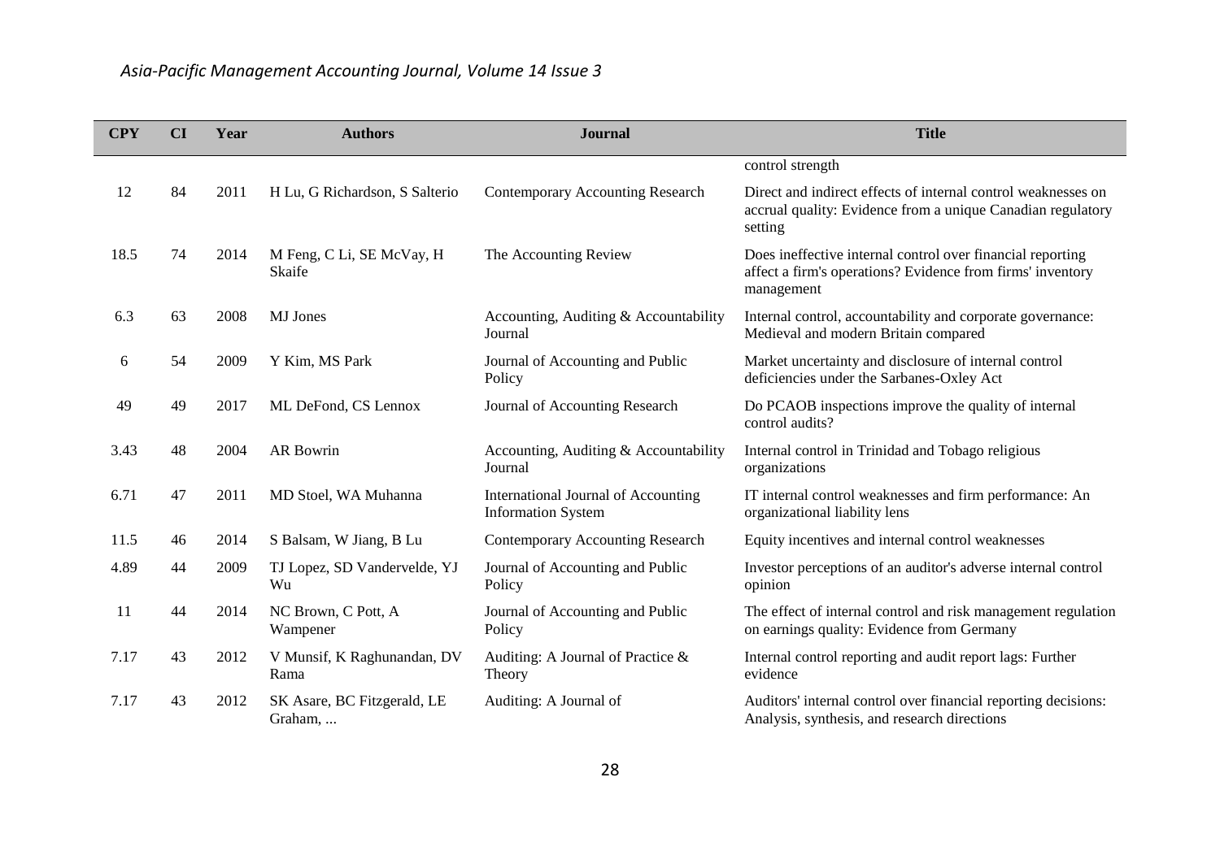| CPY | CI | Year | Authors | Journal | Title |
|---|---|---|---|---|---|
| | | | | | control strength |
| 12 | 84 | 2011 | H Lu, G Richardson, S Salterio | Contemporary Accounting Research | Direct and indirect effects of internal control weaknesses on accrual quality: Evidence from a unique Canadian regulatory setting |
| 18.5 | 74 | 2014 | M Feng, C Li, SE McVay, H Skaife | The Accounting Review | Does ineffective internal control over financial reporting affect a firm's operations? Evidence from firms' inventory management |
| 6.3 | 63 | 2008 | MJ Jones | Accounting, Auditing & Accountability Journal | Internal control, accountability and corporate governance: Medieval and modern Britain compared |
| 6 | 54 | 2009 | Y Kim, MS Park | Journal of Accounting and Public Policy | Market uncertainty and disclosure of internal control deficiencies under the Sarbanes-Oxley Act |
| 49 | 49 | 2017 | ML DeFond, CS Lennox | Journal of Accounting Research | Do PCAOB inspections improve the quality of internal control audits? |
| 3.43 | 48 | 2004 | AR Bowrin | Accounting, Auditing & Accountability Journal | Internal control in Trinidad and Tobago religious organizations |
| 6.71 | 47 | 2011 | MD Stoel, WA Muhanna | International Journal of Accounting Information System | IT internal control weaknesses and firm performance: An organizational liability lens |
| 11.5 | 46 | 2014 | S Balsam, W Jiang, B Lu | Contemporary Accounting Research | Equity incentives and internal control weaknesses |
| 4.89 | 44 | 2009 | TJ Lopez, SD Vandervelde, YJ Wu | Journal of Accounting and Public Policy | Investor perceptions of an auditor's adverse internal control opinion |
| 11 | 44 | 2014 | NC Brown, C Pott, A Wampener | Journal of Accounting and Public Policy | The effect of internal control and risk management regulation on earnings quality: Evidence from Germany |
| 7.17 | 43 | 2012 | V Munsif, K Raghunandan, DV Rama | Auditing: A Journal of Practice & Theory | Internal control reporting and audit report lags: Further evidence |
| 7.17 | 43 | 2012 | SK Asare, BC Fitzgerald, LE Graham, ... | Auditing: A Journal of | Auditors' internal control over financial reporting decisions: Analysis, synthesis, and research directions |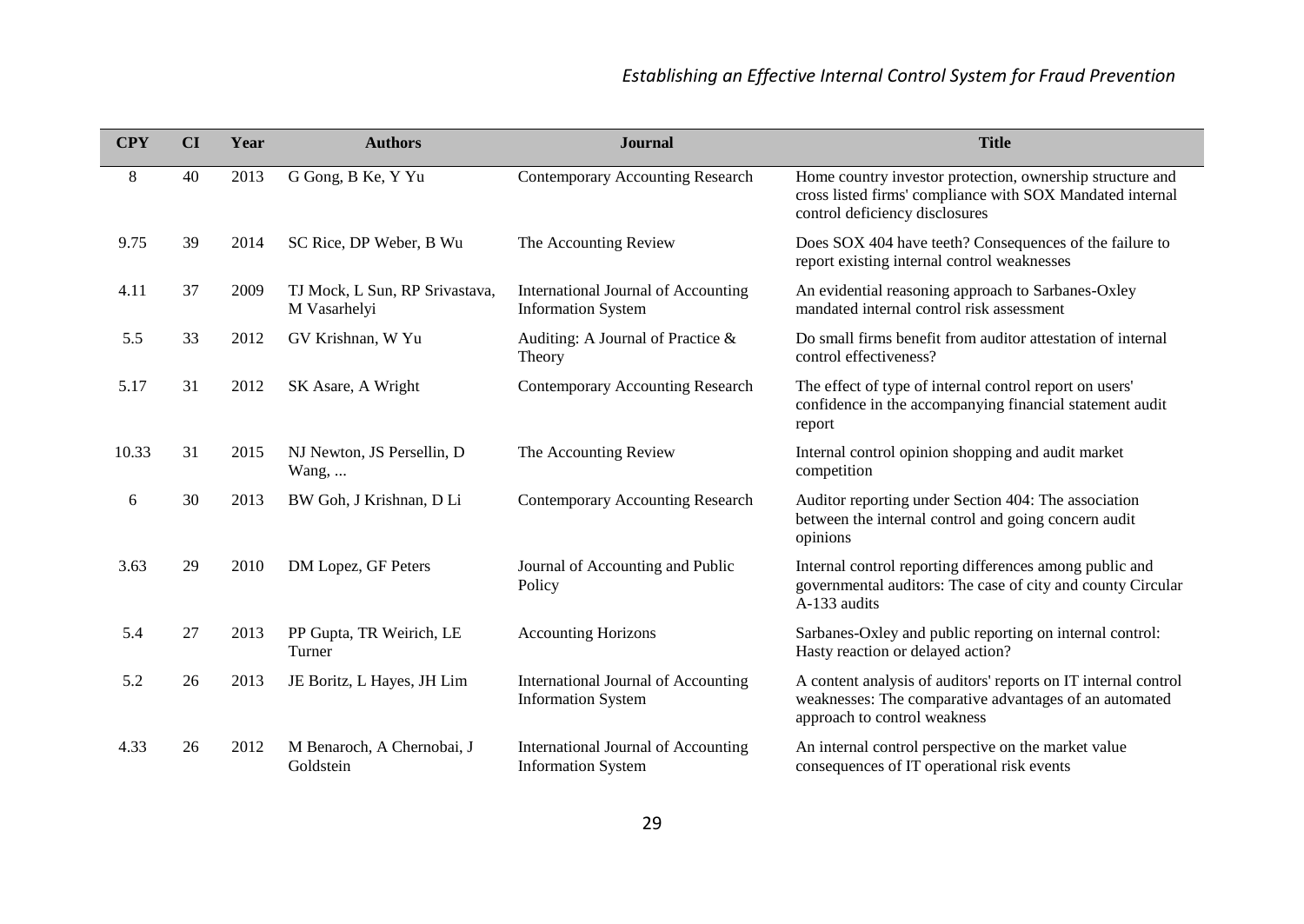| CPY | CI | Year | Authors | Journal | Title |
|---|---|---|---|---|---|
| 8 | 40 | 2013 | G Gong, B Ke, Y Yu | Contemporary Accounting Research | Home country investor protection, ownership structure and cross listed firms' compliance with SOX Mandated internal control deficiency disclosures |
| 9.75 | 39 | 2014 | SC Rice, DP Weber, B Wu | The Accounting Review | Does SOX 404 have teeth? Consequences of the failure to report existing internal control weaknesses |
| 4.11 | 37 | 2009 | TJ Mock, L Sun, RP Srivastava, M Vasarhelyi | International Journal of Accounting Information System | An evidential reasoning approach to Sarbanes-Oxley mandated internal control risk assessment |
| 5.5 | 33 | 2012 | GV Krishnan, W Yu | Auditing: A Journal of Practice & Theory | Do small firms benefit from auditor attestation of internal control effectiveness? |
| 5.17 | 31 | 2012 | SK Asare, A Wright | Contemporary Accounting Research | The effect of type of internal control report on users' confidence in the accompanying financial statement audit report |
| 10.33 | 31 | 2015 | NJ Newton, JS Persellin, D Wang, ... | The Accounting Review | Internal control opinion shopping and audit market competition |
| 6 | 30 | 2013 | BW Goh, J Krishnan, D Li | Contemporary Accounting Research | Auditor reporting under Section 404: The association between the internal control and going concern audit opinions |
| 3.63 | 29 | 2010 | DM Lopez, GF Peters | Journal of Accounting and Public Policy | Internal control reporting differences among public and governmental auditors: The case of city and county Circular A-133 audits |
| 5.4 | 27 | 2013 | PP Gupta, TR Weirich, LE Turner | Accounting Horizons | Sarbanes-Oxley and public reporting on internal control: Hasty reaction or delayed action? |
| 5.2 | 26 | 2013 | JE Boritz, L Hayes, JH Lim | International Journal of Accounting Information System | A content analysis of auditors' reports on IT internal control weaknesses: The comparative advantages of an automated approach to control weakness |
| 4.33 | 26 | 2012 | M Benaroch, A Chernobai, J Goldstein | International Journal of Accounting Information System | An internal control perspective on the market value consequences of IT operational risk events |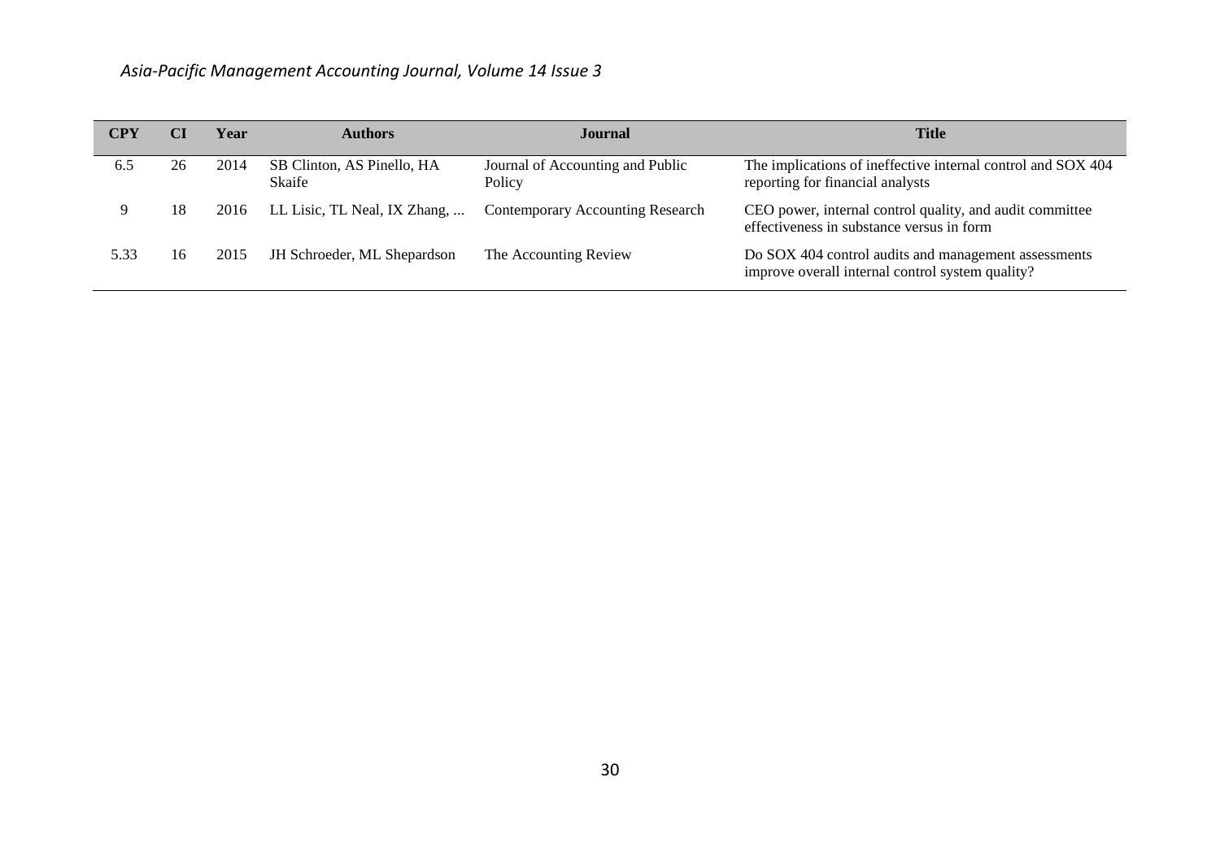| CPY | CI | Year | Authors | Journal | Title |
|---|---|---|---|---|---|
| 6.5 | 26 | 2014 | SB Clinton, AS Pinello, HA Skaife | Journal of Accounting and Public Policy | The implications of ineffective internal control and SOX 404 reporting for financial analysts |
| 9 | 18 | 2016 | LL Lisic, TL Neal, IX Zhang, ... | Contemporary Accounting Research | CEO power, internal control quality, and audit committee effectiveness in substance versus in form |
| 5.33 | 16 | 2015 | JH Schroeder, ML Shepardson | The Accounting Review | Do SOX 404 control audits and management assessments improve overall internal control system quality? |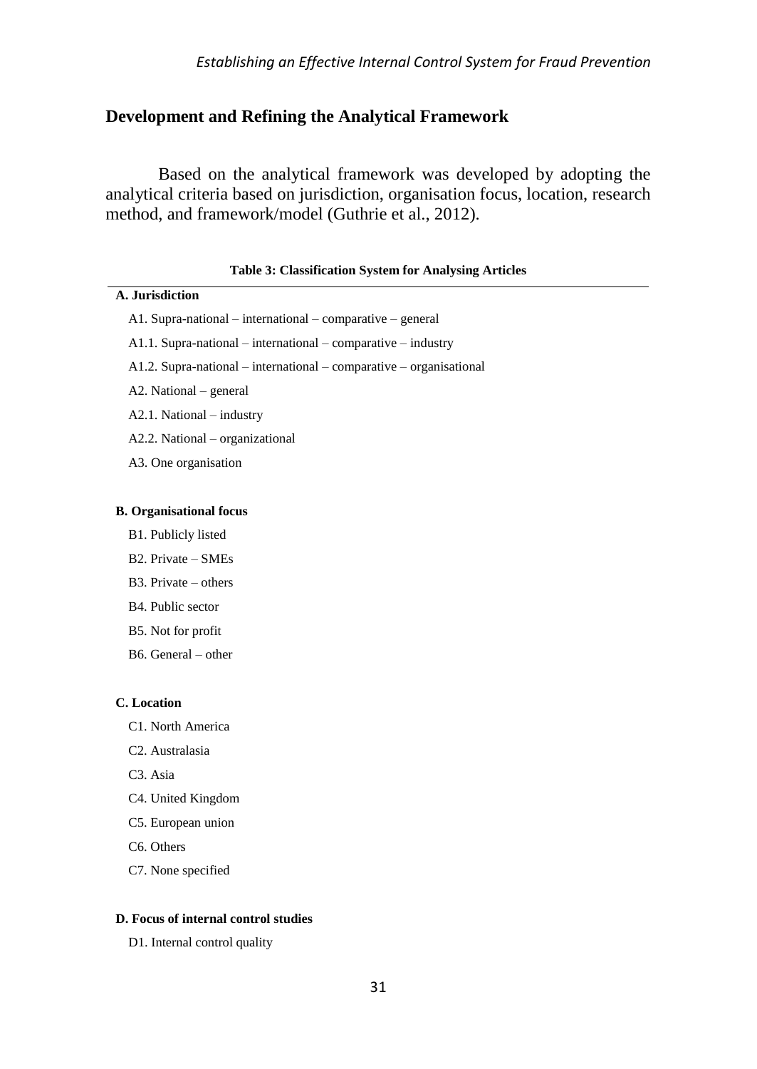## Development and Refining the Analytical Framework

Based on the analytical framework was developed by adopting the analytical criteria based on jurisdiction, organisation focus, location, research method, and framework/model (Guthrie et al., 2012).

**Table 3: Classification System for Analysing Articles**

**A. Jurisdiction**

A1. Supra-national – international – comparative – general

A1.1. Supra-national – international – comparative – industry

A1.2. Supra-national – international – comparative – organisational

A2. National – general

A2.1. National – industry

A2.2. National – organizational

A3. One organisation

**B. Organisational focus**

B1. Publicly listed

B2. Private – SMEs

B3. Private – others

B4. Public sector

B5. Not for profit

B6. General – other

**C. Location**

C1. North America

C2. Australasia

C3. Asia

C4. United Kingdom

C5. European union

C6. Others

C7. None specified

**D. Focus of internal control studies**

D1. Internal control quality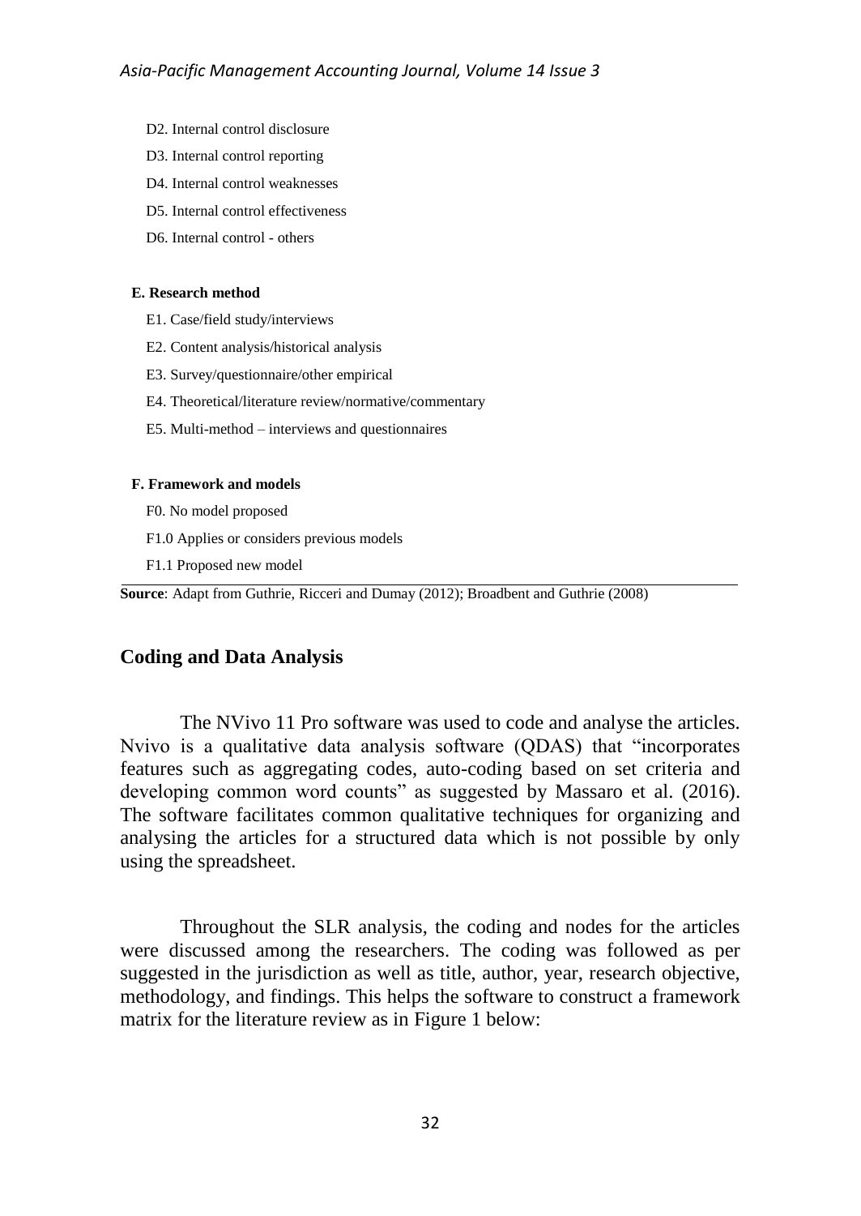D2. Internal control disclosure

D3. Internal control reporting

D4. Internal control weaknesses

D5. Internal control effectiveness

D6. Internal control - others

**E. Research method**

E1. Case/field study/interviews

E2. Content analysis/historical analysis

E3. Survey/questionnaire/other empirical

E4. Theoretical/literature review/normative/commentary

E5. Multi-method – interviews and questionnaires

**F. Framework and models**

F0. No model proposed

F1.0 Applies or considers previous models

F1.1 Proposed new model

**Source**: Adapt from Guthrie, Ricceri and Dumay (2012); Broadbent and Guthrie (2008)

## Coding and Data Analysis

The NVivo 11 Pro software was used to code and analyse the articles. Nvivo is a qualitative data analysis software (QDAS) that "incorporates features such as aggregating codes, auto-coding based on set criteria and developing common word counts" as suggested by Massaro et al. (2016). The software facilitates common qualitative techniques for organizing and analysing the articles for a structured data which is not possible by only using the spreadsheet.

Throughout the SLR analysis, the coding and nodes for the articles were discussed among the researchers. The coding was followed as per suggested in the jurisdiction as well as title, author, year, research objective, methodology, and findings. This helps the software to construct a framework matrix for the literature review as in Figure 1 below: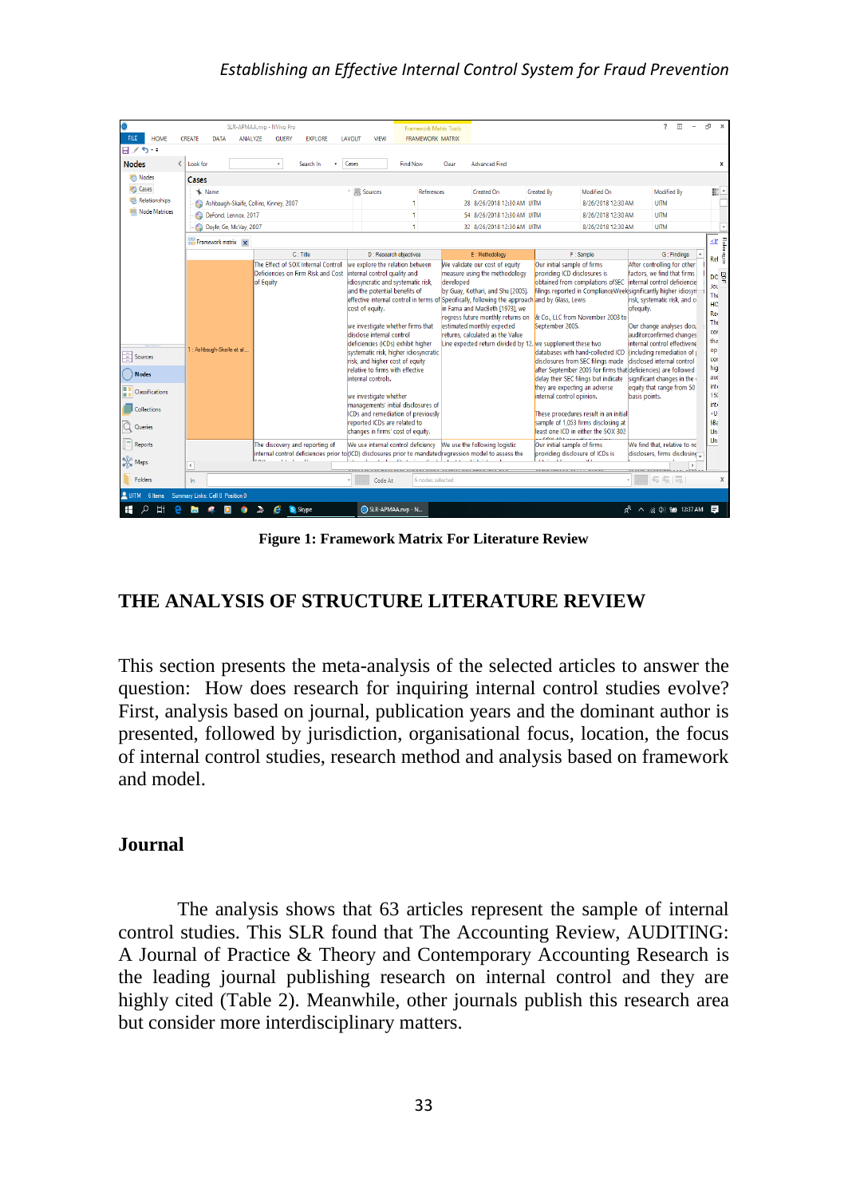Figure 1: Framework Matrix For Literature Review

## THE ANALYSIS OF STRUCTURE LITERATURE REVIEW

This section presents the meta-analysis of the selected articles to answer the question: How does research for inquiring internal control studies evolve? First, analysis based on journal, publication years and the dominant author is presented, followed by jurisdiction, organisational focus, location, the focus of internal control studies, research method and analysis based on framework and model.

### Journal

The analysis shows that 63 articles represent the sample of internal control studies. This SLR found that The Accounting Review, AUDITING: A Journal of Practice & Theory and Contemporary Accounting Research is the leading journal publishing research on internal control and they are highly cited (Table 2). Meanwhile, other journals publish this research area but consider more interdisciplinary matters.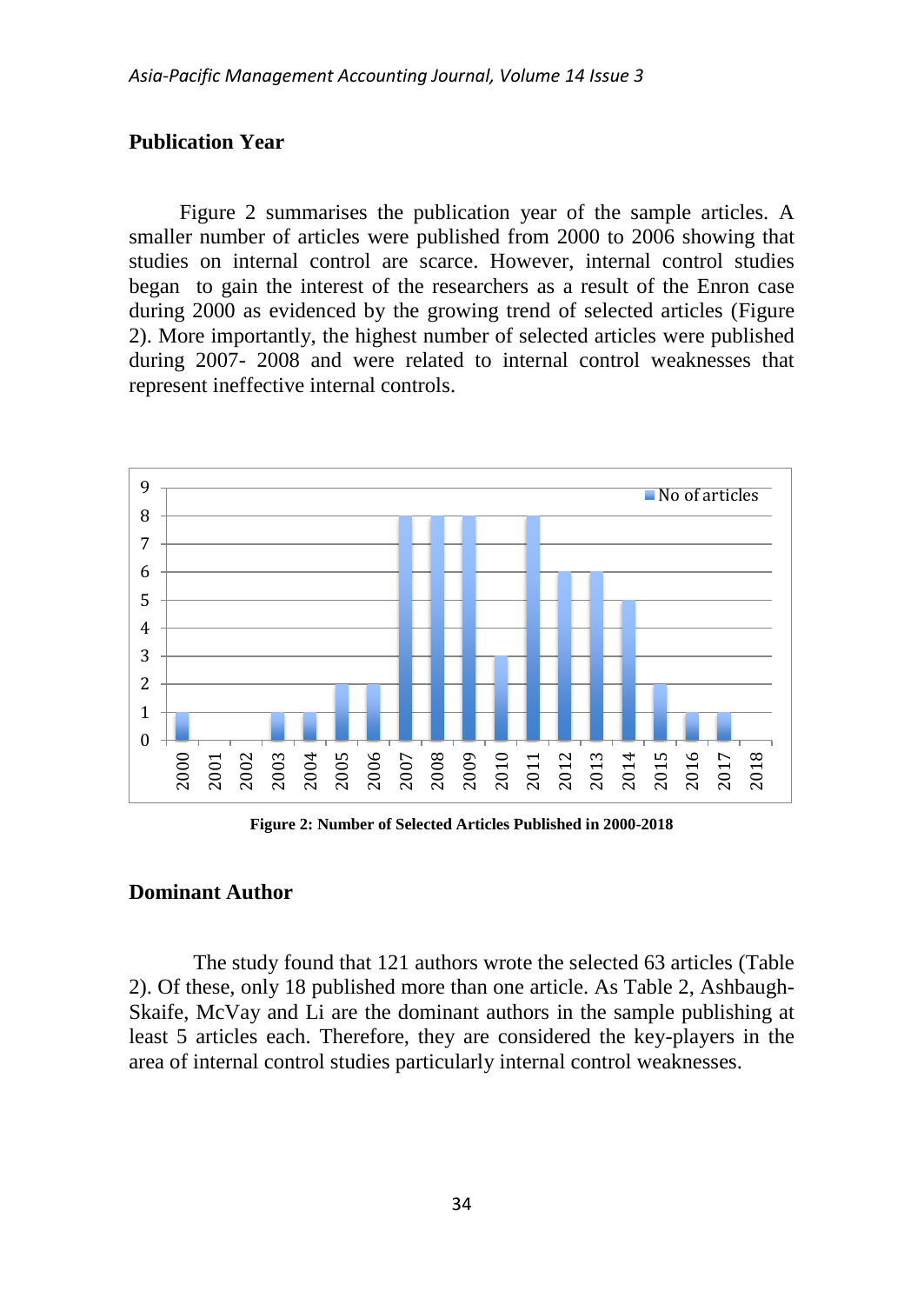## Publication Year

Figure 2 summarises the publication year of the sample articles. A smaller number of articles were published from 2000 to 2006 showing that studies on internal control are scarce. However, internal control studies began to gain the interest of the researchers as a result of the Enron case during 2000 as evidenced by the growing trend of selected articles (Figure 2). More importantly, the highest number of selected articles were published during 2007- 2008 and were related to internal control weaknesses that represent ineffective internal controls.

| Year | No of articles |
|---|---|
| 2000 | 1 |
| 2001 | 0 |
| 2002 | 0 |
| 2003 | 1 |
| 2004 | 1 |
| 2005 | 2 |
| 2006 | 2 |
| 2007 | 8 |
| 2008 | 8 |
| 2009 | 8 |
| 2010 | 3 |
| 2011 | 8 |
| 2012 | 6 |
| 2013 | 6 |
| 2014 | 5 |
| 2015 | 2 |
| 2016 | 1 |
| 2017 | 1 |
| 2018 | 0 |

**Figure 2: Number of Selected Articles Published in 2000-2018**

## Dominant Author

The study found that 121 authors wrote the selected 63 articles (Table 2). Of these, only 18 published more than one article. As Table 2, Ashbaugh-Skaife, McVay and Li are the dominant authors in the sample publishing at least 5 articles each. Therefore, they are considered the key-players in the area of internal control studies particularly internal control weaknesses.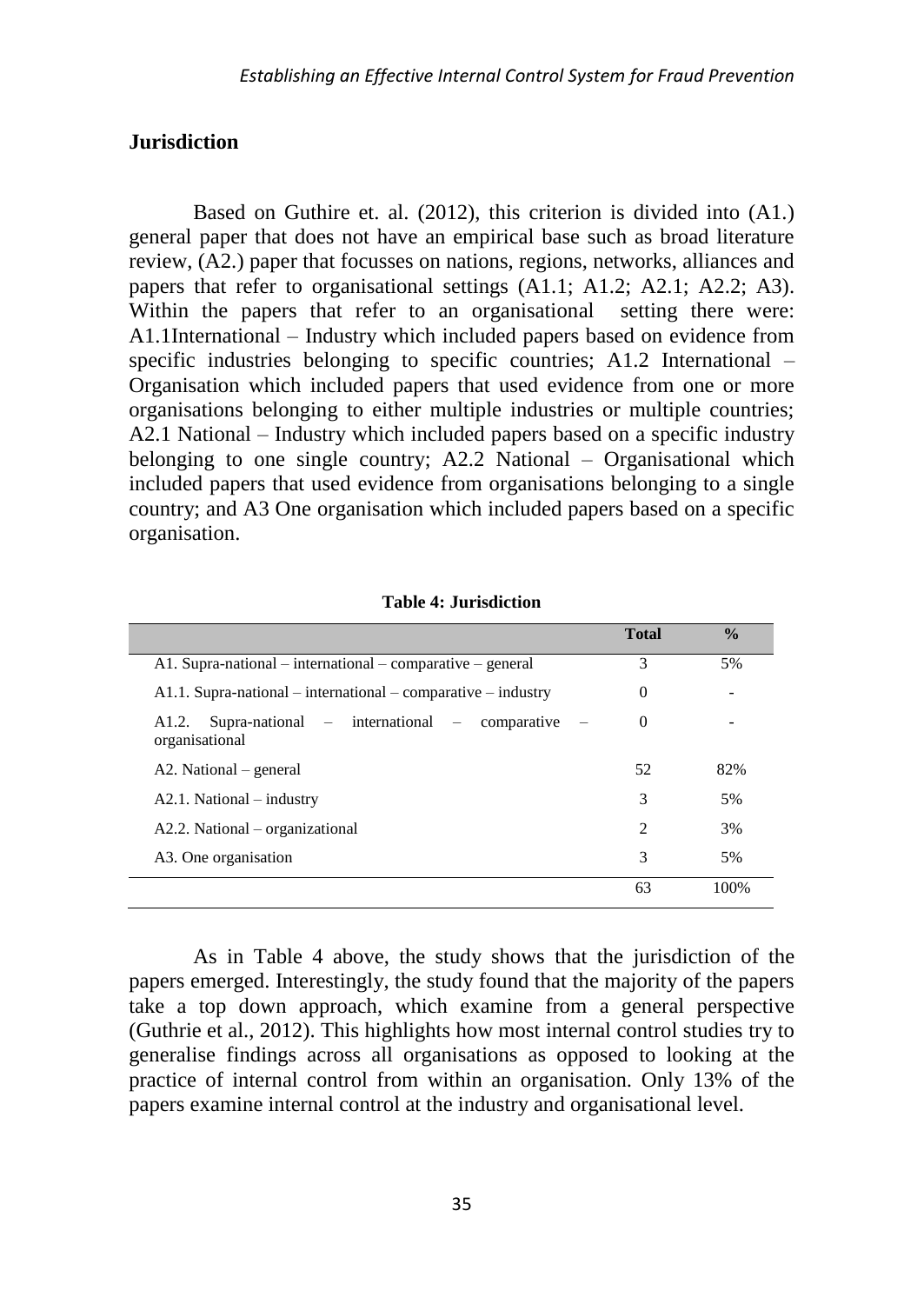## Jurisdiction

Based on Guthire et. al. (2012), this criterion is divided into (A1.) general paper that does not have an empirical base such as broad literature review, (A2.) paper that focusses on nations, regions, networks, alliances and papers that refer to organisational settings (A1.1; A1.2; A2.1; A2.2; A3). Within the papers that refer to an organisational setting there were: A1.1International – Industry which included papers based on evidence from specific industries belonging to specific countries; A1.2 International – Organisation which included papers that used evidence from one or more organisations belonging to either multiple industries or multiple countries; A2.1 National – Industry which included papers based on a specific industry belonging to one single country; A2.2 National – Organisational which included papers that used evidence from organisations belonging to a single country; and A3 One organisation which included papers based on a specific organisation.

**Table 4: Jurisdiction**

| | Total | % |
|---|---|---|
| A1. Supra-national – international – comparative – general | 3 | 5% |
| A1.1. Supra-national – international – comparative – industry | 0 | - |
| A1.2. Supra-national – international – comparative – organisational | 0 | - |
| A2. National – general | 52 | 82% |
| A2.1. National – industry | 3 | 5% |
| A2.2. National – organizational | 2 | 3% |
| A3. One organisation | 3 | 5% |
| | 63 | 100% |

As in Table 4 above, the study shows that the jurisdiction of the papers emerged. Interestingly, the study found that the majority of the papers take a top down approach, which examine from a general perspective (Guthrie et al., 2012). This highlights how most internal control studies try to generalise findings across all organisations as opposed to looking at the practice of internal control from within an organisation. Only 13% of the papers examine internal control at the industry and organisational level.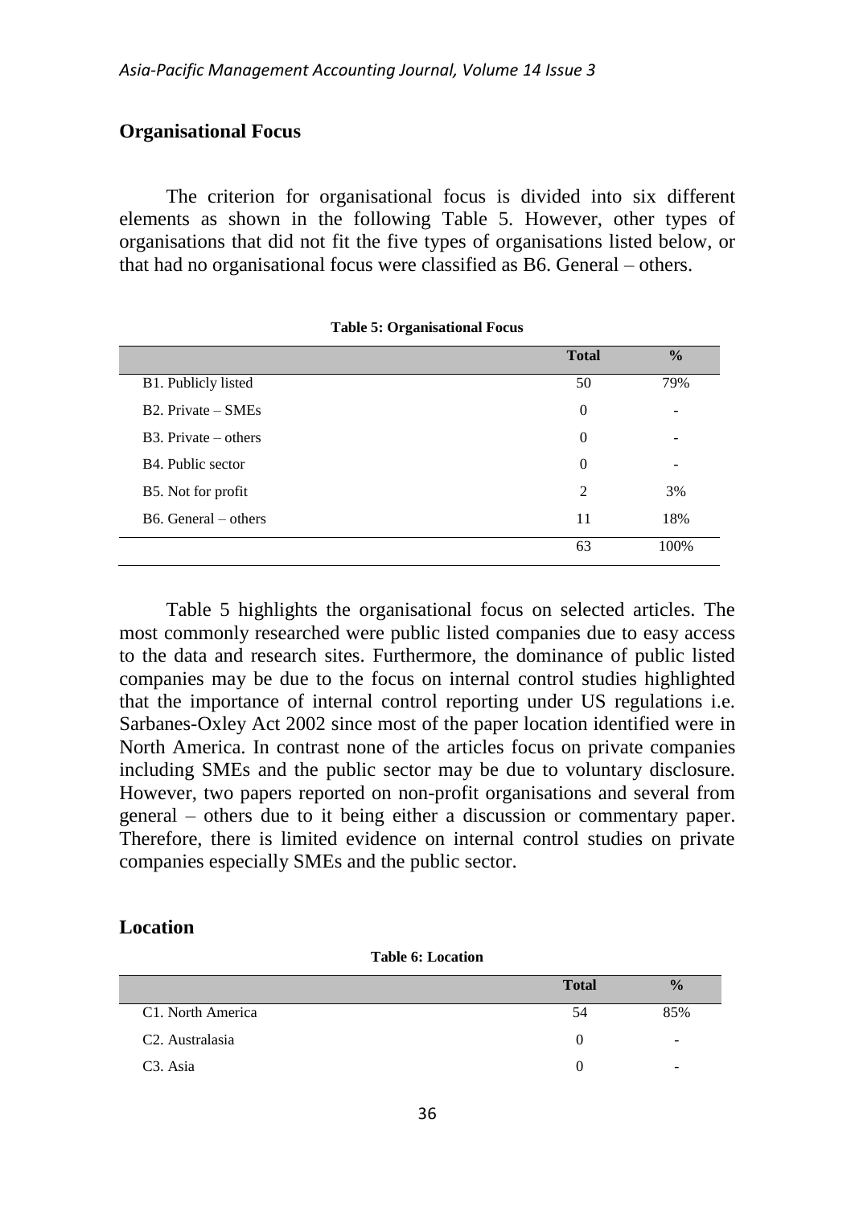## Organisational Focus

The criterion for organisational focus is divided into six different elements as shown in the following Table 5. However, other types of organisations that did not fit the five types of organisations listed below, or that had no organisational focus were classified as B6. General – others.

**Table 5: Organisational Focus**

| | Total | % |
|---|---|---|
| B1. Publicly listed | 50 | 79% |
| B2. Private – SMEs | 0 | - |
| B3. Private – others | 0 | - |
| B4. Public sector | 0 | - |
| B5. Not for profit | 2 | 3% |
| B6. General – others | 11 | 18% |
| | 63 | 100% |

Table 5 highlights the organisational focus on selected articles. The most commonly researched were public listed companies due to easy access to the data and research sites. Furthermore, the dominance of public listed companies may be due to the focus on internal control studies highlighted that the importance of internal control reporting under US regulations i.e. Sarbanes-Oxley Act 2002 since most of the paper location identified were in North America. In contrast none of the articles focus on private companies including SMEs and the public sector may be due to voluntary disclosure. However, two papers reported on non-profit organisations and several from general – others due to it being either a discussion or commentary paper. Therefore, there is limited evidence on internal control studies on private companies especially SMEs and the public sector.

## Location

**Table 6: Location**

| | Total | % |
|---|---|---|
| C1. North America | 54 | 85% |
| C2. Australasia | 0 | - |
| C3. Asia | 0 | - |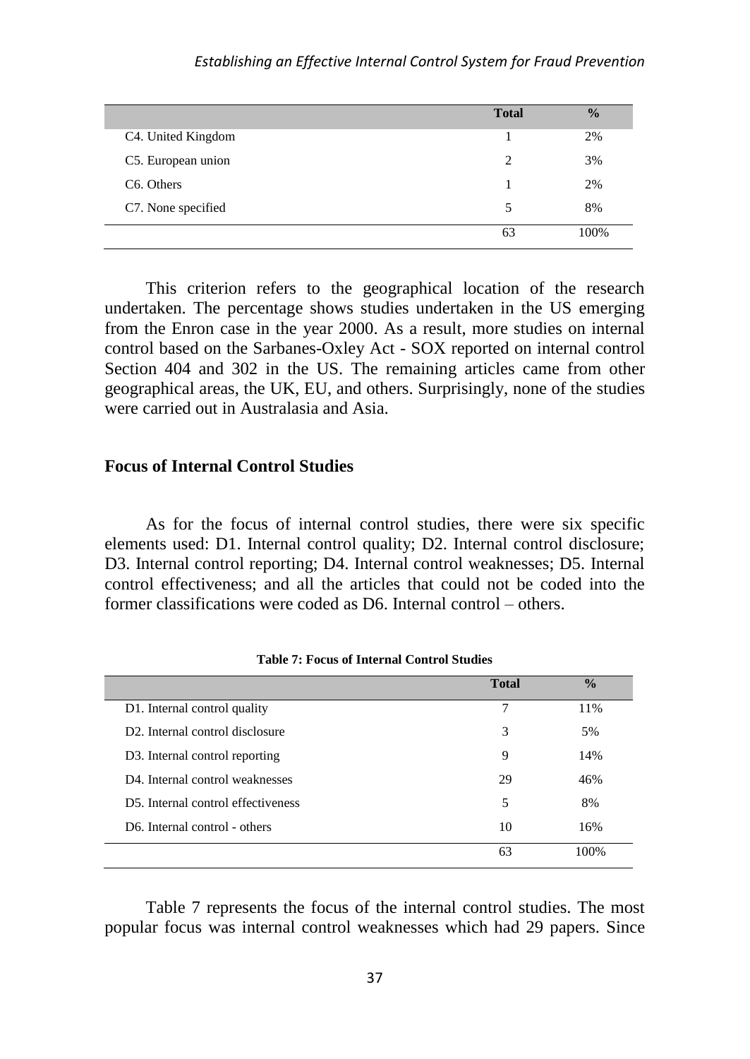| | Total | % |
|---|---|---|
| C4. United Kingdom | 1 | 2% |
| C5. European union | 2 | 3% |
| C6. Others | 1 | 2% |
| C7. None specified | 5 | 8% |
| | 63 | 100% |

This criterion refers to the geographical location of the research undertaken. The percentage shows studies undertaken in the US emerging from the Enron case in the year 2000. As a result, more studies on internal control based on the Sarbanes-Oxley Act - SOX reported on internal control Section 404 and 302 in the US. The remaining articles came from other geographical areas, the UK, EU, and others. Surprisingly, none of the studies were carried out in Australasia and Asia.

## Focus of Internal Control Studies

As for the focus of internal control studies, there were six specific elements used: D1. Internal control quality; D2. Internal control disclosure; D3. Internal control reporting; D4. Internal control weaknesses; D5. Internal control effectiveness; and all the articles that could not be coded into the former classifications were coded as D6. Internal control – others.

**Table 7: Focus of Internal Control Studies**

| | Total | % |
|---|---|---|
| D1. Internal control quality | 7 | 11% |
| D2. Internal control disclosure | 3 | 5% |
| D3. Internal control reporting | 9 | 14% |
| D4. Internal control weaknesses | 29 | 46% |
| D5. Internal control effectiveness | 5 | 8% |
| D6. Internal control - others | 10 | 16% |
| | 63 | 100% |

Table 7 represents the focus of the internal control studies. The most popular focus was internal control weaknesses which had 29 papers. Since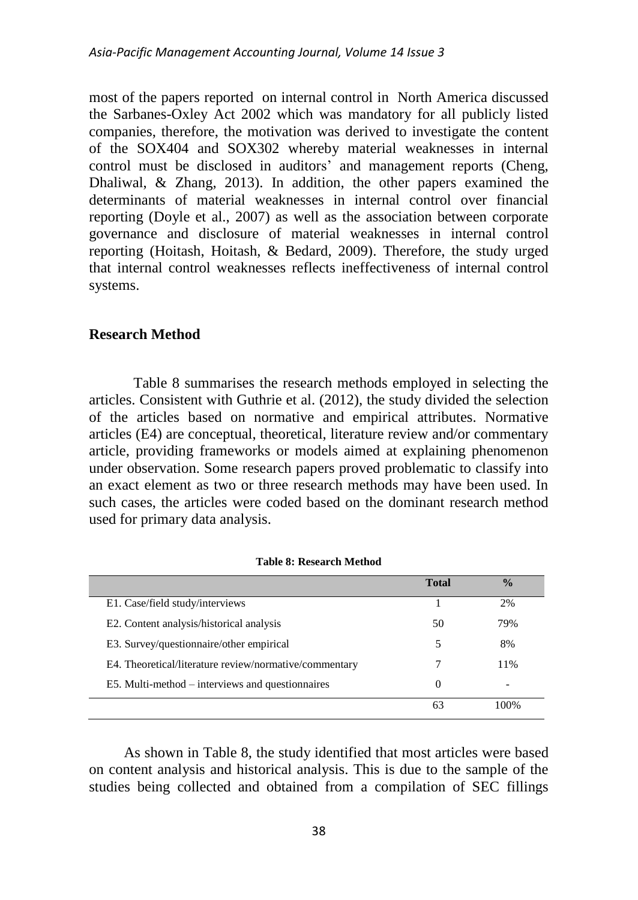most of the papers reported on internal control in North America discussed the Sarbanes-Oxley Act 2002 which was mandatory for all publicly listed companies, therefore, the motivation was derived to investigate the content of the SOX404 and SOX302 whereby material weaknesses in internal control must be disclosed in auditors' and management reports (Cheng, Dhaliwal, & Zhang, 2013). In addition, the other papers examined the determinants of material weaknesses in internal control over financial reporting (Doyle et al., 2007) as well as the association between corporate governance and disclosure of material weaknesses in internal control reporting (Hoitash, Hoitash, & Bedard, 2009). Therefore, the study urged that internal control weaknesses reflects ineffectiveness of internal control systems.

## Research Method

Table 8 summarises the research methods employed in selecting the articles. Consistent with Guthrie et al. (2012), the study divided the selection of the articles based on normative and empirical attributes. Normative articles (E4) are conceptual, theoretical, literature review and/or commentary article, providing frameworks or models aimed at explaining phenomenon under observation. Some research papers proved problematic to classify into an exact element as two or three research methods may have been used. In such cases, the articles were coded based on the dominant research method used for primary data analysis.

**Table 8: Research Method**

| | Total | % |
|---|---|---|
| E1. Case/field study/interviews | 1 | 2% |
| E2. Content analysis/historical analysis | 50 | 79% |
| E3. Survey/questionnaire/other empirical | 5 | 8% |
| E4. Theoretical/literature review/normative/commentary | 7 | 11% |
| E5. Multi-method – interviews and questionnaires | 0 | - |
| | 63 | 100% |

As shown in Table 8, the study identified that most articles were based on content analysis and historical analysis. This is due to the sample of the studies being collected and obtained from a compilation of SEC fillings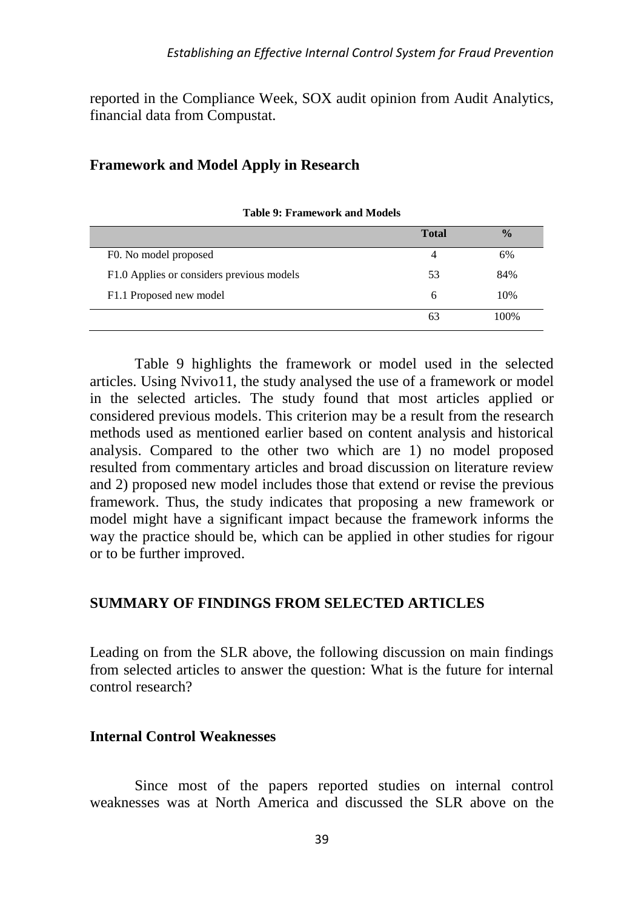reported in the Compliance Week, SOX audit opinion from Audit Analytics, financial data from Compustat.

## Framework and Model Apply in Research

**Table 9: Framework and Models**

| | **Total** | **%** |
|---|---|---|
| F0. No model proposed | 4 | 6% |
| F1.0 Applies or considers previous models | 53 | 84% |
| F1.1 Proposed new model | 6 | 10% |
| | 63 | 100% |

Table 9 highlights the framework or model used in the selected articles. Using Nvivo11, the study analysed the use of a framework or model in the selected articles. The study found that most articles applied or considered previous models. This criterion may be a result from the research methods used as mentioned earlier based on content analysis and historical analysis. Compared to the other two which are 1) no model proposed resulted from commentary articles and broad discussion on literature review and 2) proposed new model includes those that extend or revise the previous framework. Thus, the study indicates that proposing a new framework or model might have a significant impact because the framework informs the way the practice should be, which can be applied in other studies for rigour or to be further improved.

## SUMMARY OF FINDINGS FROM SELECTED ARTICLES

Leading on from the SLR above, the following discussion on main findings from selected articles to answer the question: What is the future for internal control research?

### Internal Control Weaknesses

Since most of the papers reported studies on internal control weaknesses was at North America and discussed the SLR above on the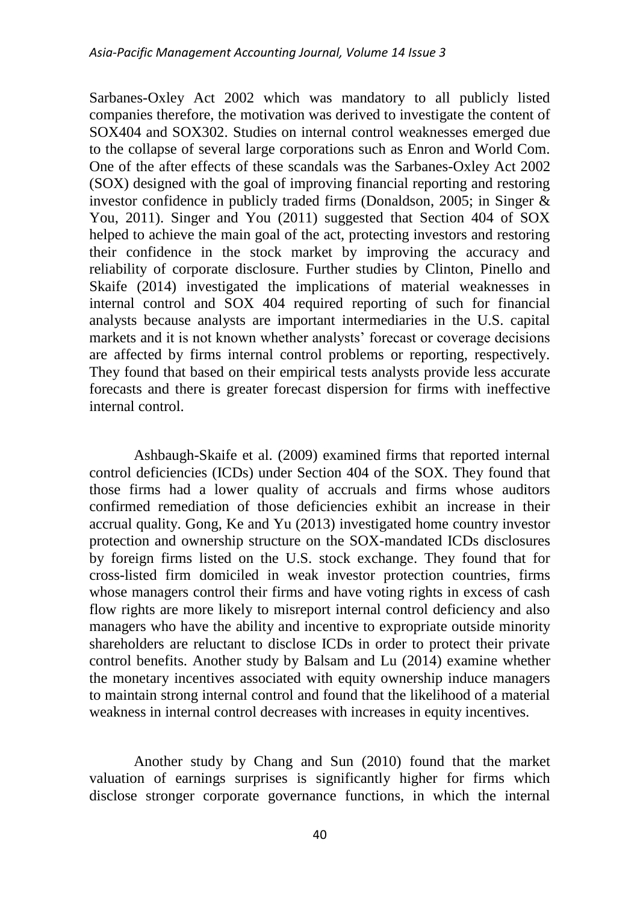Sarbanes-Oxley Act 2002 which was mandatory to all publicly listed companies therefore, the motivation was derived to investigate the content of SOX404 and SOX302. Studies on internal control weaknesses emerged due to the collapse of several large corporations such as Enron and World Com. One of the after effects of these scandals was the Sarbanes-Oxley Act 2002 (SOX) designed with the goal of improving financial reporting and restoring investor confidence in publicly traded firms (Donaldson, 2005; in Singer & You, 2011). Singer and You (2011) suggested that Section 404 of SOX helped to achieve the main goal of the act, protecting investors and restoring their confidence in the stock market by improving the accuracy and reliability of corporate disclosure. Further studies by Clinton, Pinello and Skaife (2014) investigated the implications of material weaknesses in internal control and SOX 404 required reporting of such for financial analysts because analysts are important intermediaries in the U.S. capital markets and it is not known whether analysts' forecast or coverage decisions are affected by firms internal control problems or reporting, respectively. They found that based on their empirical tests analysts provide less accurate forecasts and there is greater forecast dispersion for firms with ineffective internal control.

Ashbaugh-Skaife et al. (2009) examined firms that reported internal control deficiencies (ICDs) under Section 404 of the SOX. They found that those firms had a lower quality of accruals and firms whose auditors confirmed remediation of those deficiencies exhibit an increase in their accrual quality. Gong, Ke and Yu (2013) investigated home country investor protection and ownership structure on the SOX-mandated ICDs disclosures by foreign firms listed on the U.S. stock exchange. They found that for cross-listed firm domiciled in weak investor protection countries, firms whose managers control their firms and have voting rights in excess of cash flow rights are more likely to misreport internal control deficiency and also managers who have the ability and incentive to expropriate outside minority shareholders are reluctant to disclose ICDs in order to protect their private control benefits. Another study by Balsam and Lu (2014) examine whether the monetary incentives associated with equity ownership induce managers to maintain strong internal control and found that the likelihood of a material weakness in internal control decreases with increases in equity incentives.

Another study by Chang and Sun (2010) found that the market valuation of earnings surprises is significantly higher for firms which disclose stronger corporate governance functions, in which the internal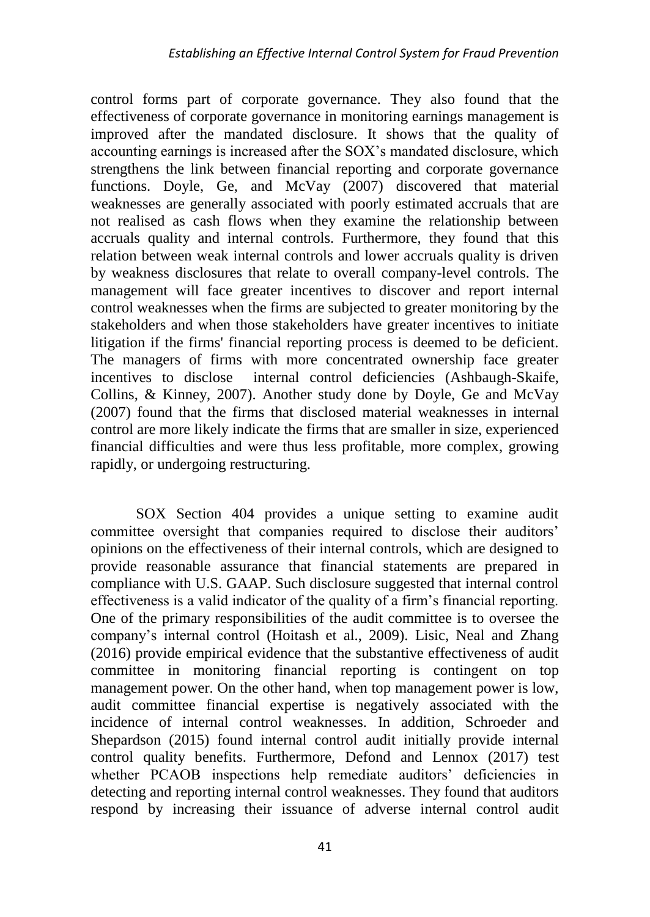control forms part of corporate governance. They also found that the effectiveness of corporate governance in monitoring earnings management is improved after the mandated disclosure. It shows that the quality of accounting earnings is increased after the SOX's mandated disclosure, which strengthens the link between financial reporting and corporate governance functions. Doyle, Ge, and McVay (2007) discovered that material weaknesses are generally associated with poorly estimated accruals that are not realised as cash flows when they examine the relationship between accruals quality and internal controls. Furthermore, they found that this relation between weak internal controls and lower accruals quality is driven by weakness disclosures that relate to overall company-level controls. The management will face greater incentives to discover and report internal control weaknesses when the firms are subjected to greater monitoring by the stakeholders and when those stakeholders have greater incentives to initiate litigation if the firms' financial reporting process is deemed to be deficient. The managers of firms with more concentrated ownership face greater incentives to disclose internal control deficiencies (Ashbaugh-Skaife, Collins, & Kinney, 2007). Another study done by Doyle, Ge and McVay (2007) found that the firms that disclosed material weaknesses in internal control are more likely indicate the firms that are smaller in size, experienced financial difficulties and were thus less profitable, more complex, growing rapidly, or undergoing restructuring.

SOX Section 404 provides a unique setting to examine audit committee oversight that companies required to disclose their auditors' opinions on the effectiveness of their internal controls, which are designed to provide reasonable assurance that financial statements are prepared in compliance with U.S. GAAP. Such disclosure suggested that internal control effectiveness is a valid indicator of the quality of a firm's financial reporting. One of the primary responsibilities of the audit committee is to oversee the company's internal control (Hoitash et al., 2009). Lisic, Neal and Zhang (2016) provide empirical evidence that the substantive effectiveness of audit committee in monitoring financial reporting is contingent on top management power. On the other hand, when top management power is low, audit committee financial expertise is negatively associated with the incidence of internal control weaknesses. In addition, Schroeder and Shepardson (2015) found internal control audit initially provide internal control quality benefits. Furthermore, Defond and Lennox (2017) test whether PCAOB inspections help remediate auditors' deficiencies in detecting and reporting internal control weaknesses. They found that auditors respond by increasing their issuance of adverse internal control audit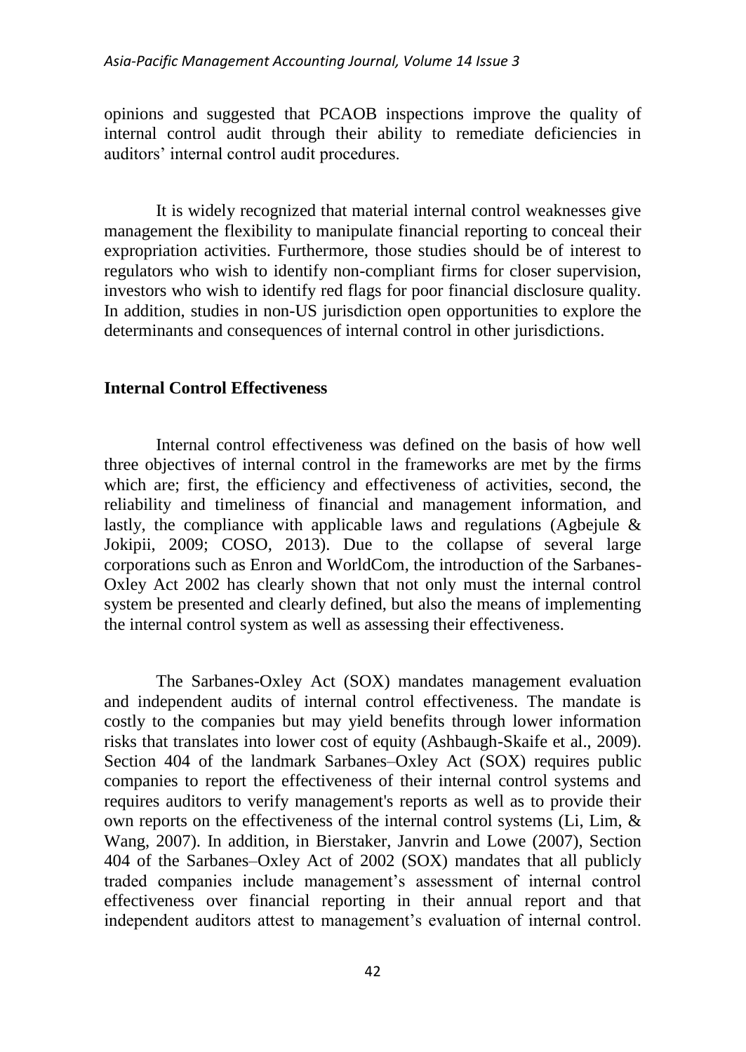opinions and suggested that PCAOB inspections improve the quality of internal control audit through their ability to remediate deficiencies in auditors' internal control audit procedures.

It is widely recognized that material internal control weaknesses give management the flexibility to manipulate financial reporting to conceal their expropriation activities. Furthermore, those studies should be of interest to regulators who wish to identify non-compliant firms for closer supervision, investors who wish to identify red flags for poor financial disclosure quality. In addition, studies in non-US jurisdiction open opportunities to explore the determinants and consequences of internal control in other jurisdictions.

## Internal Control Effectiveness

Internal control effectiveness was defined on the basis of how well three objectives of internal control in the frameworks are met by the firms which are; first, the efficiency and effectiveness of activities, second, the reliability and timeliness of financial and management information, and lastly, the compliance with applicable laws and regulations (Agbejule & Jokipii, 2009; COSO, 2013). Due to the collapse of several large corporations such as Enron and WorldCom, the introduction of the Sarbanes-Oxley Act 2002 has clearly shown that not only must the internal control system be presented and clearly defined, but also the means of implementing the internal control system as well as assessing their effectiveness.

The Sarbanes-Oxley Act (SOX) mandates management evaluation and independent audits of internal control effectiveness. The mandate is costly to the companies but may yield benefits through lower information risks that translates into lower cost of equity (Ashbaugh-Skaife et al., 2009). Section 404 of the landmark Sarbanes–Oxley Act (SOX) requires public companies to report the effectiveness of their internal control systems and requires auditors to verify management's reports as well as to provide their own reports on the effectiveness of the internal control systems (Li, Lim, & Wang, 2007). In addition, in Bierstaker, Janvrin and Lowe (2007), Section 404 of the Sarbanes–Oxley Act of 2002 (SOX) mandates that all publicly traded companies include management's assessment of internal control effectiveness over financial reporting in their annual report and that independent auditors attest to management's evaluation of internal control.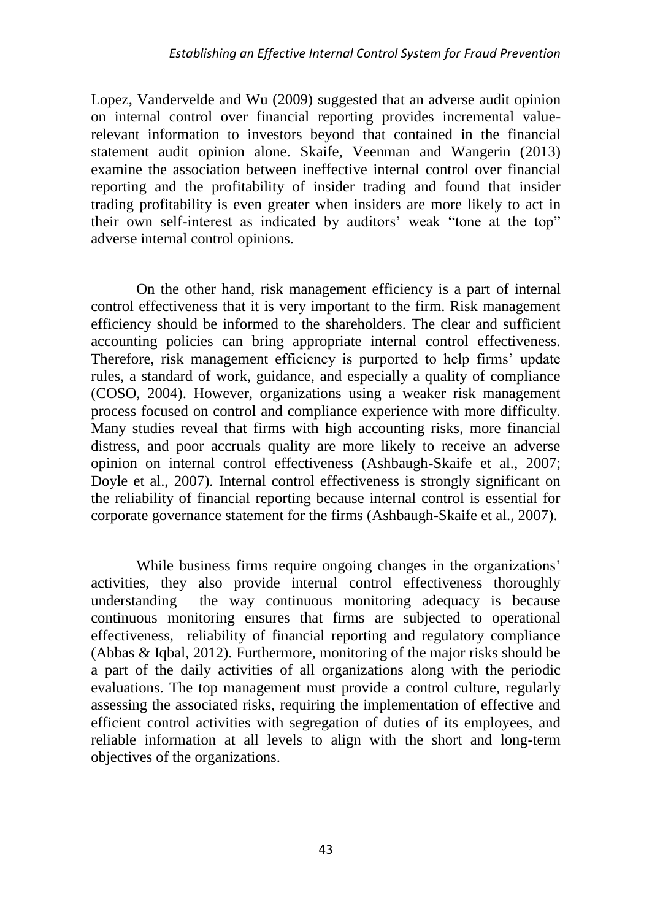Lopez, Vandervelde and Wu (2009) suggested that an adverse audit opinion on internal control over financial reporting provides incremental value-relevant information to investors beyond that contained in the financial statement audit opinion alone. Skaife, Veenman and Wangerin (2013) examine the association between ineffective internal control over financial reporting and the profitability of insider trading and found that insider trading profitability is even greater when insiders are more likely to act in their own self-interest as indicated by auditors' weak "tone at the top" adverse internal control opinions.

On the other hand, risk management efficiency is a part of internal control effectiveness that it is very important to the firm. Risk management efficiency should be informed to the shareholders. The clear and sufficient accounting policies can bring appropriate internal control effectiveness. Therefore, risk management efficiency is purported to help firms' update rules, a standard of work, guidance, and especially a quality of compliance (COSO, 2004). However, organizations using a weaker risk management process focused on control and compliance experience with more difficulty. Many studies reveal that firms with high accounting risks, more financial distress, and poor accruals quality are more likely to receive an adverse opinion on internal control effectiveness (Ashbaugh-Skaife et al., 2007; Doyle et al., 2007). Internal control effectiveness is strongly significant on the reliability of financial reporting because internal control is essential for corporate governance statement for the firms (Ashbaugh-Skaife et al., 2007).

While business firms require ongoing changes in the organizations' activities, they also provide internal control effectiveness thoroughly understanding the way continuous monitoring adequacy is because continuous monitoring ensures that firms are subjected to operational effectiveness, reliability of financial reporting and regulatory compliance (Abbas & Iqbal, 2012). Furthermore, monitoring of the major risks should be a part of the daily activities of all organizations along with the periodic evaluations. The top management must provide a control culture, regularly assessing the associated risks, requiring the implementation of effective and efficient control activities with segregation of duties of its employees, and reliable information at all levels to align with the short and long-term objectives of the organizations.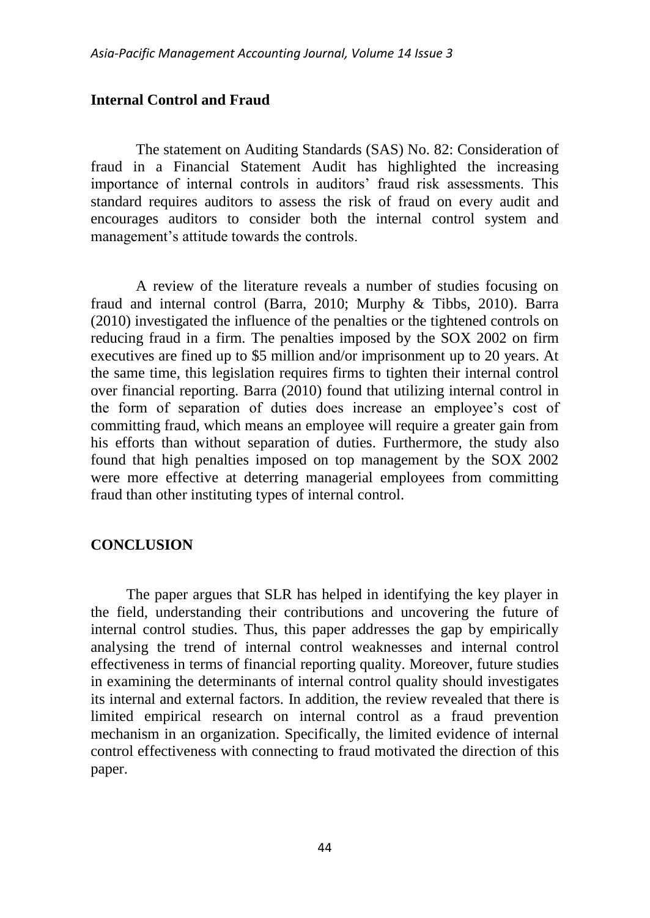## Internal Control and Fraud

The statement on Auditing Standards (SAS) No. 82: Consideration of fraud in a Financial Statement Audit has highlighted the increasing importance of internal controls in auditors' fraud risk assessments. This standard requires auditors to assess the risk of fraud on every audit and encourages auditors to consider both the internal control system and management's attitude towards the controls.

A review of the literature reveals a number of studies focusing on fraud and internal control (Barra, 2010; Murphy & Tibbs, 2010). Barra (2010) investigated the influence of the penalties or the tightened controls on reducing fraud in a firm. The penalties imposed by the SOX 2002 on firm executives are fined up to $5 million and/or imprisonment up to 20 years. At the same time, this legislation requires firms to tighten their internal control over financial reporting. Barra (2010) found that utilizing internal control in the form of separation of duties does increase an employee's cost of committing fraud, which means an employee will require a greater gain from his efforts than without separation of duties. Furthermore, the study also found that high penalties imposed on top management by the SOX 2002 were more effective at deterring managerial employees from committing fraud than other instituting types of internal control.

## CONCLUSION

The paper argues that SLR has helped in identifying the key player in the field, understanding their contributions and uncovering the future of internal control studies. Thus, this paper addresses the gap by empirically analysing the trend of internal control weaknesses and internal control effectiveness in terms of financial reporting quality. Moreover, future studies in examining the determinants of internal control quality should investigates its internal and external factors. In addition, the review revealed that there is limited empirical research on internal control as a fraud prevention mechanism in an organization. Specifically, the limited evidence of internal control effectiveness with connecting to fraud motivated the direction of this paper.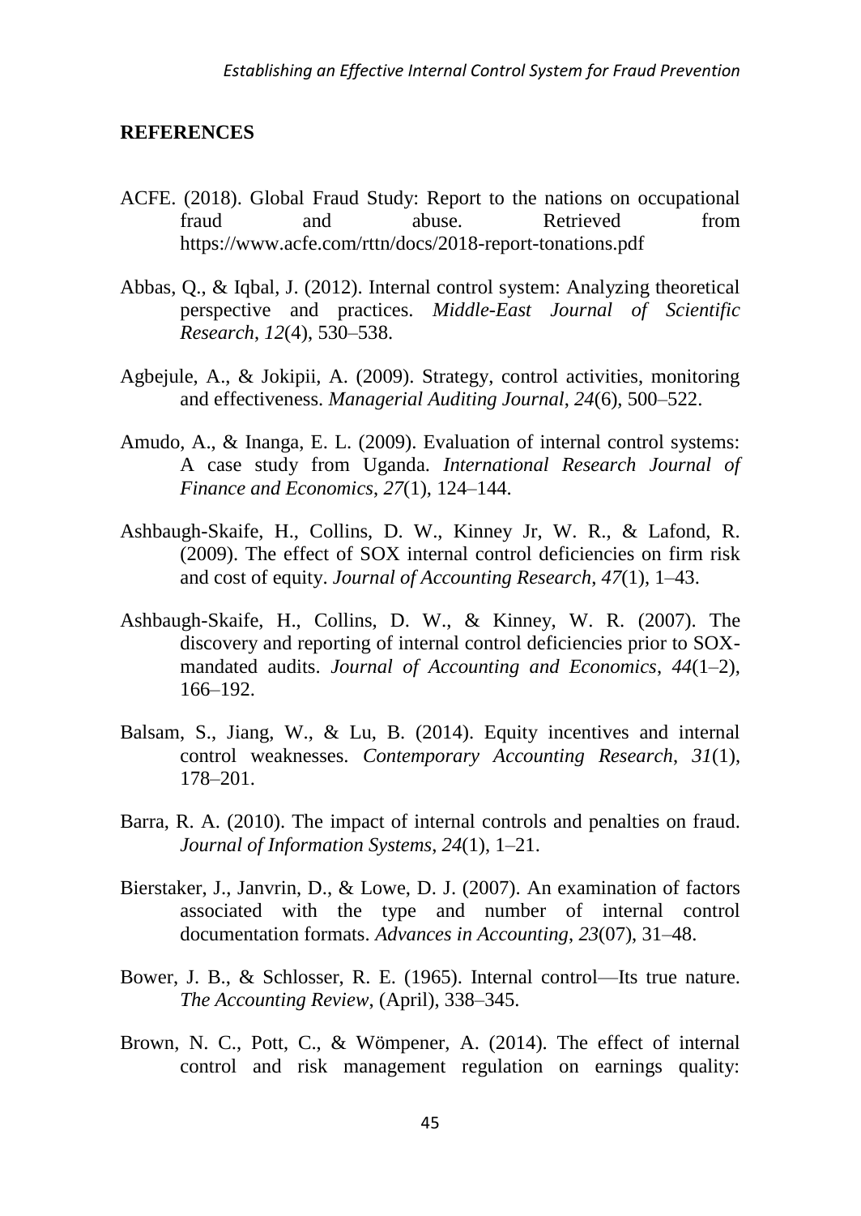## REFERENCES

ACFE. (2018). Global Fraud Study: Report to the nations on occupational fraud and abuse. Retrieved from https://www.acfe.com/rttn/docs/2018-report-tonations.pdf

Abbas, Q., & Iqbal, J. (2012). Internal control system: Analyzing theoretical perspective and practices. *Middle-East Journal of Scientific Research*, *12*(4), 530–538.

Agbejule, A., & Jokipii, A. (2009). Strategy, control activities, monitoring and effectiveness. *Managerial Auditing Journal*, *24*(6), 500–522.

Amudo, A., & Inanga, E. L. (2009). Evaluation of internal control systems: A case study from Uganda. *International Research Journal of Finance and Economics*, *27*(1), 124–144.

Ashbaugh-Skaife, H., Collins, D. W., Kinney Jr, W. R., & Lafond, R. (2009). The effect of SOX internal control deficiencies on firm risk and cost of equity. *Journal of Accounting Research*, *47*(1), 1–43.

Ashbaugh-Skaife, H., Collins, D. W., & Kinney, W. R. (2007). The discovery and reporting of internal control deficiencies prior to SOX-mandated audits. *Journal of Accounting and Economics*, *44*(1–2), 166–192.

Balsam, S., Jiang, W., & Lu, B. (2014). Equity incentives and internal control weaknesses. *Contemporary Accounting Research*, *31*(1), 178–201.

Barra, R. A. (2010). The impact of internal controls and penalties on fraud. *Journal of Information Systems*, *24*(1), 1–21.

Bierstaker, J., Janvrin, D., & Lowe, D. J. (2007). An examination of factors associated with the type and number of internal control documentation formats. *Advances in Accounting*, *23*(07), 31–48.

Bower, J. B., & Schlosser, R. E. (1965). Internal control—Its true nature. *The Accounting Review*, (April), 338–345.

Brown, N. C., Pott, C., & Wömpener, A. (2014). The effect of internal control and risk management regulation on earnings quality: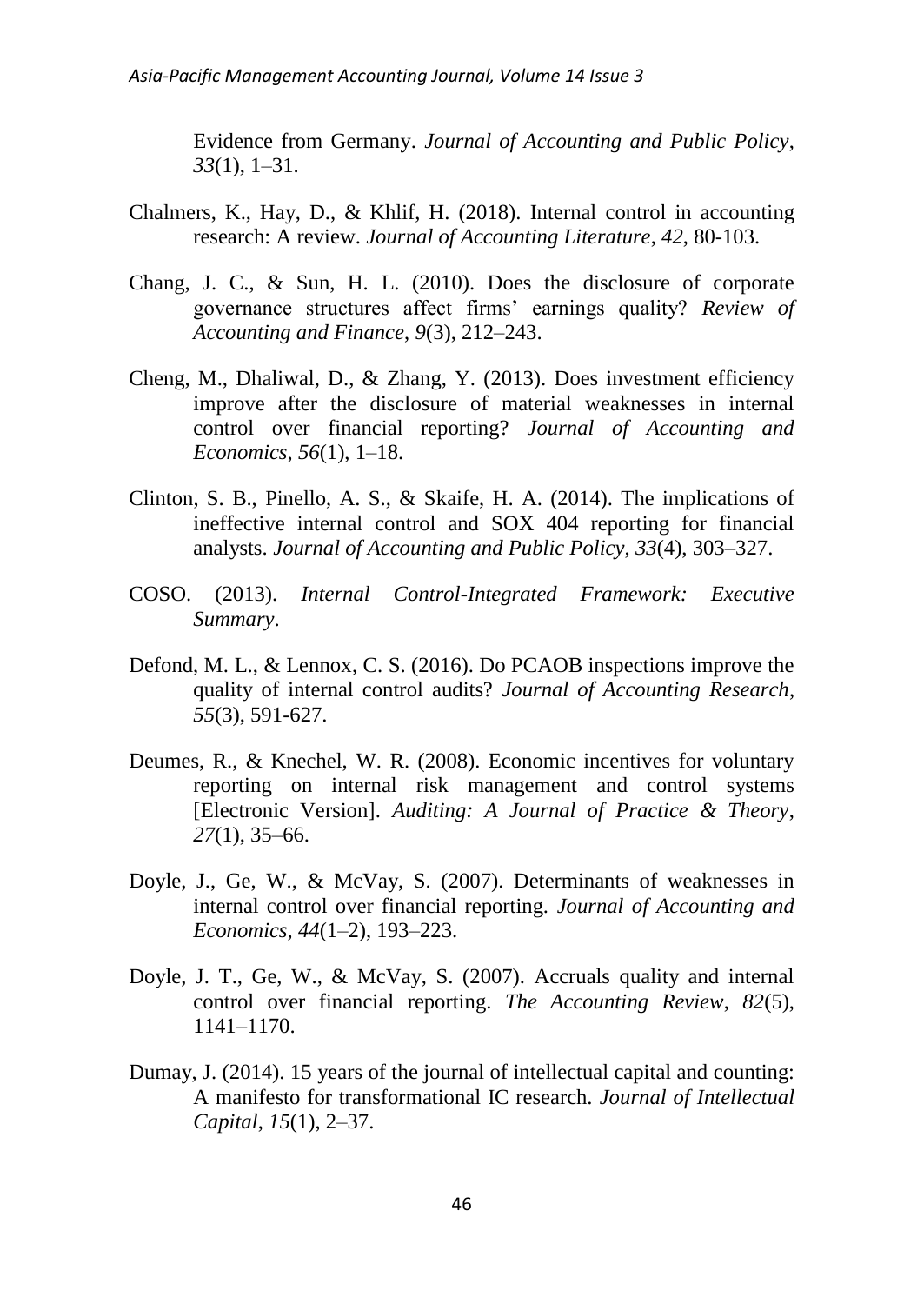Evidence from Germany. *Journal of Accounting and Public Policy*, *33*(1), 1–31.

Chalmers, K., Hay, D., & Khlif, H. (2018). Internal control in accounting research: A review. *Journal of Accounting Literature, 42*, 80-103.

Chang, J. C., & Sun, H. L. (2010). Does the disclosure of corporate governance structures affect firms' earnings quality? *Review of Accounting and Finance*, *9*(3), 212–243.

Cheng, M., Dhaliwal, D., & Zhang, Y. (2013). Does investment efficiency improve after the disclosure of material weaknesses in internal control over financial reporting? *Journal of Accounting and Economics*, *56*(1), 1–18.

Clinton, S. B., Pinello, A. S., & Skaife, H. A. (2014). The implications of ineffective internal control and SOX 404 reporting for financial analysts. *Journal of Accounting and Public Policy*, *33*(4), 303–327.

COSO. (2013). *Internal Control-Integrated Framework: Executive Summary*.

Defond, M. L., & Lennox, C. S. (2016). Do PCAOB inspections improve the quality of internal control audits? *Journal of Accounting Research*, *55*(3), 591-627.

Deumes, R., & Knechel, W. R. (2008). Economic incentives for voluntary reporting on internal risk management and control systems [Electronic Version]. *Auditing: A Journal of Practice & Theory*, *27*(1), 35–66.

Doyle, J., Ge, W., & McVay, S. (2007). Determinants of weaknesses in internal control over financial reporting. *Journal of Accounting and Economics*, *44*(1–2), 193–223.

Doyle, J. T., Ge, W., & McVay, S. (2007). Accruals quality and internal control over financial reporting. *The Accounting Review*, *82*(5), 1141–1170.

Dumay, J. (2014). 15 years of the journal of intellectual capital and counting: A manifesto for transformational IC research. *Journal of Intellectual Capital*, *15*(1), 2–37.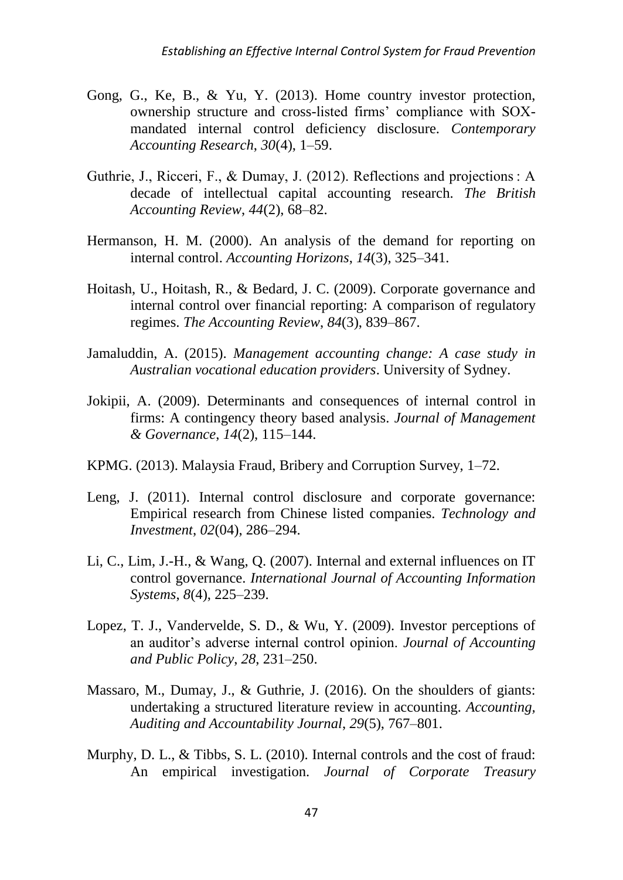Gong, G., Ke, B., & Yu, Y. (2013). Home country investor protection, ownership structure and cross-listed firms' compliance with SOX-mandated internal control deficiency disclosure. *Contemporary Accounting Research*, *30*(4), 1–59.

Guthrie, J., Ricceri, F., & Dumay, J. (2012). Reflections and projections : A decade of intellectual capital accounting research. *The British Accounting Review*, *44*(2), 68–82.

Hermanson, H. M. (2000). An analysis of the demand for reporting on internal control. *Accounting Horizons*, *14*(3), 325–341.

Hoitash, U., Hoitash, R., & Bedard, J. C. (2009). Corporate governance and internal control over financial reporting: A comparison of regulatory regimes. *The Accounting Review*, *84*(3), 839–867.

Jamaluddin, A. (2015). *Management accounting change: A case study in Australian vocational education providers*. University of Sydney.

Jokipii, A. (2009). Determinants and consequences of internal control in firms: A contingency theory based analysis. *Journal of Management & Governance*, *14*(2), 115–144.

KPMG. (2013). Malaysia Fraud, Bribery and Corruption Survey, 1–72.

Leng, J. (2011). Internal control disclosure and corporate governance: Empirical research from Chinese listed companies. *Technology and Investment*, *02*(04), 286–294.

Li, C., Lim, J.-H., & Wang, Q. (2007). Internal and external influences on IT control governance. *International Journal of Accounting Information Systems*, *8*(4), 225–239.

Lopez, T. J., Vandervelde, S. D., & Wu, Y. (2009). Investor perceptions of an auditor's adverse internal control opinion. *Journal of Accounting and Public Policy*, *28*, 231–250.

Massaro, M., Dumay, J., & Guthrie, J. (2016). On the shoulders of giants: undertaking a structured literature review in accounting. *Accounting, Auditing and Accountability Journal*, *29*(5), 767–801.

Murphy, D. L., & Tibbs, S. L. (2010). Internal controls and the cost of fraud: An empirical investigation. *Journal of Corporate Treasury*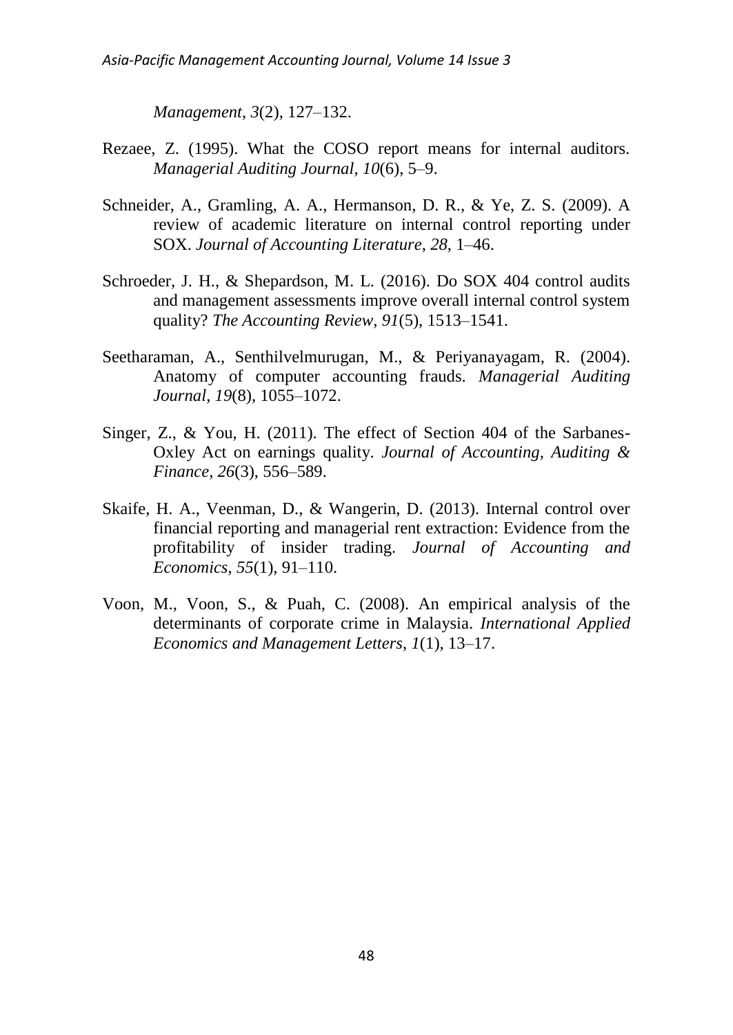*Management*, *3*(2), 127–132.

Rezaee, Z. (1995). What the COSO report means for internal auditors. *Managerial Auditing Journal*, *10*(6), 5–9.

Schneider, A., Gramling, A. A., Hermanson, D. R., & Ye, Z. S. (2009). A review of academic literature on internal control reporting under SOX. *Journal of Accounting Literature*, *28*, 1–46.

Schroeder, J. H., & Shepardson, M. L. (2016). Do SOX 404 control audits and management assessments improve overall internal control system quality? *The Accounting Review*, *91*(5), 1513–1541.

Seetharaman, A., Senthilvelmurugan, M., & Periyanayagam, R. (2004). Anatomy of computer accounting frauds. *Managerial Auditing Journal*, *19*(8), 1055–1072.

Singer, Z., & You, H. (2011). The effect of Section 404 of the Sarbanes-Oxley Act on earnings quality. *Journal of Accounting, Auditing & Finance*, *26*(3), 556–589.

Skaife, H. A., Veenman, D., & Wangerin, D. (2013). Internal control over financial reporting and managerial rent extraction: Evidence from the profitability of insider trading. *Journal of Accounting and Economics*, *55*(1), 91–110.

Voon, M., Voon, S., & Puah, C. (2008). An empirical analysis of the determinants of corporate crime in Malaysia. *International Applied Economics and Management Letters*, *1*(1), 13–17.